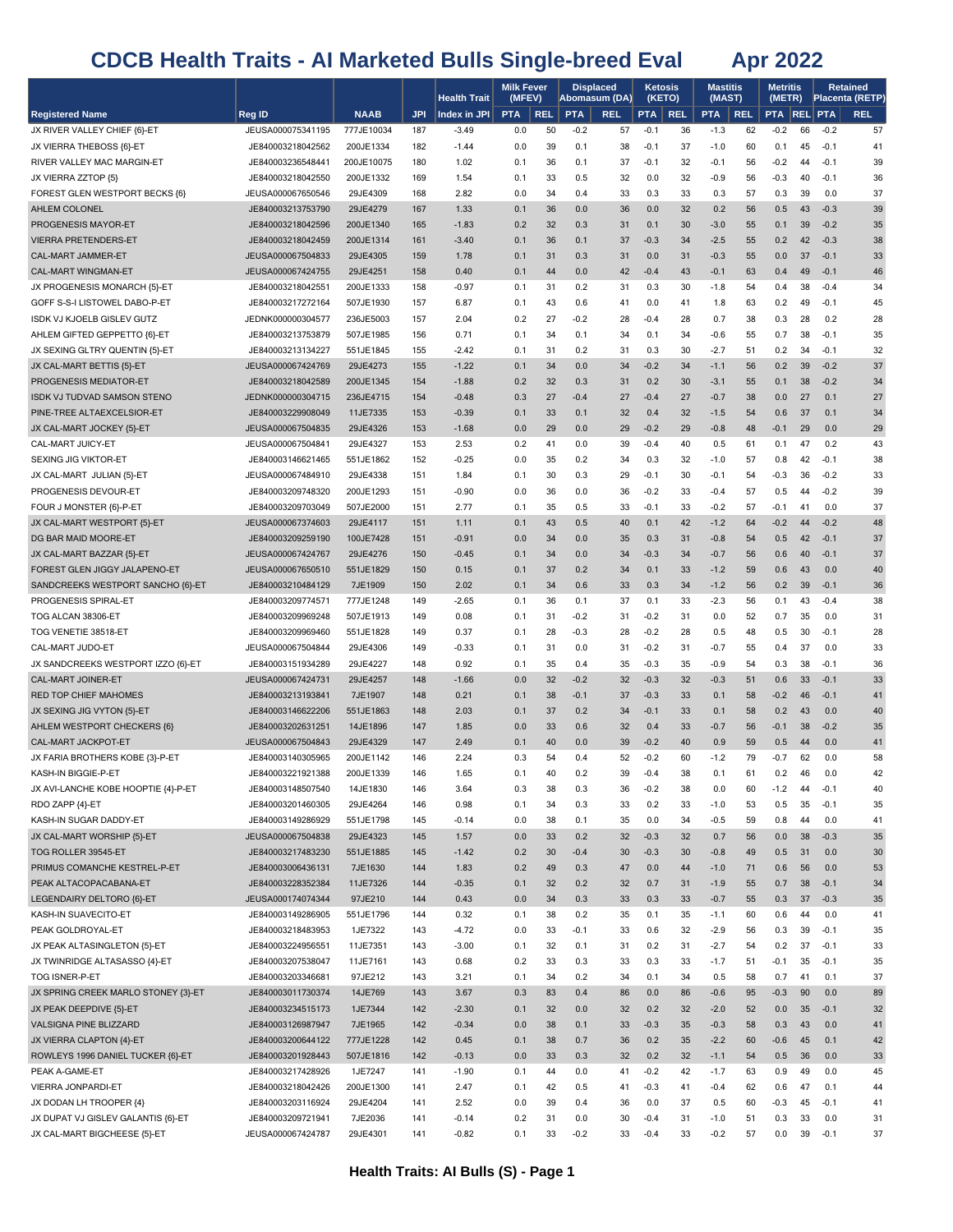# CDCB Health Traits - AI Marketed Bulls Single-breed Eval Apr 2022

| Registered Name | Reg ID | NAAB | JPI | Health Trait Index in JPI | Milk Fever (MFEV) | | Displaced Abomasum (DA) | | Ketosis (KETO) | | Mastitis (MAST) | | Metritis (METR) | | Retained Placenta (RETP) | |
|---|---|---|---|---|---|---|---|---|---|---|---|---|---|---|---|---|
| | | | | | PTA | REL | PTA | REL | PTA | REL | PTA | REL | PTA | REL | PTA | REL |
| JX RIVER VALLEY CHIEF {6}-ET | JEUSA000075341195 | 777JE10034 | 187 | -3.49 | 0.0 | 50 | -0.2 | 57 | -0.1 | 36 | -1.3 | 62 | -0.2 | 66 | -0.2 | 57 |
| JX VIERRA THEBOSS {6}-ET | JE840003218042562 | 200JE1334 | 182 | -1.44 | 0.0 | 39 | 0.1 | 38 | -0.1 | 37 | -1.0 | 60 | 0.1 | 45 | -0.1 | 41 |
| RIVER VALLEY MAC MARGIN-ET | JE840003236548441 | 200JE10075 | 180 | 1.02 | 0.1 | 36 | 0.1 | 37 | -0.1 | 32 | -0.1 | 56 | -0.2 | 44 | -0.1 | 39 |
| JX VIERRA ZZTOP {5} | JE840003218042550 | 200JE1332 | 169 | 1.54 | 0.1 | 33 | 0.5 | 32 | 0.0 | 32 | -0.9 | 56 | -0.3 | 40 | -0.1 | 36 |
| FOREST GLEN WESTPORT BECKS {6} | JEUSA000067650546 | 29JE4309 | 168 | 2.82 | 0.0 | 34 | 0.4 | 33 | 0.3 | 33 | 0.3 | 57 | 0.3 | 39 | 0.0 | 37 |
| AHLEM COLONEL | JE840003213753790 | 29JE4279 | 167 | 1.33 | 0.1 | 36 | 0.0 | 36 | 0.0 | 32 | 0.2 | 56 | 0.5 | 43 | -0.3 | 39 |
| PROGENESIS MAYOR-ET | JE840003218042596 | 200JE1340 | 165 | -1.83 | 0.2 | 32 | 0.3 | 31 | 0.1 | 30 | -3.0 | 55 | 0.1 | 39 | -0.2 | 35 |
| VIERRA PRETENDERS-ET | JE840003218042459 | 200JE1314 | 161 | -3.40 | 0.1 | 36 | 0.1 | 37 | -0.3 | 34 | -2.5 | 55 | 0.2 | 42 | -0.3 | 38 |
| CAL-MART JAMMER-ET | JEUSA000067504833 | 29JE4305 | 159 | 1.78 | 0.1 | 31 | 0.3 | 31 | 0.0 | 31 | -0.3 | 55 | 0.0 | 37 | -0.1 | 33 |
| CAL-MART WINGMAN-ET | JEUSA000067424755 | 29JE4251 | 158 | 0.40 | 0.1 | 44 | 0.0 | 42 | -0.4 | 43 | -0.1 | 63 | 0.4 | 49 | -0.1 | 46 |
| JX PROGENESIS MONARCH {5}-ET | JE840003218042551 | 200JE1333 | 158 | -0.97 | 0.1 | 31 | 0.2 | 31 | 0.3 | 30 | -1.8 | 54 | 0.4 | 38 | -0.4 | 34 |
| GOFF S-S-I LISTOWEL DABO-P-ET | JE840003217272164 | 507JE1930 | 157 | 6.87 | 0.1 | 43 | 0.6 | 41 | 0.0 | 41 | 1.8 | 63 | 0.2 | 49 | -0.1 | 45 |
| ISDK VJ KJOELB GISLEV GUTZ | JEDNK000000304577 | 236JE5003 | 157 | 2.04 | 0.2 | 27 | -0.2 | 28 | -0.4 | 28 | 0.7 | 38 | 0.3 | 28 | 0.2 | 28 |
| AHLEM GIFTED GEPPETTO {6}-ET | JE840003213753879 | 507JE1985 | 156 | 0.71 | 0.1 | 34 | 0.1 | 34 | 0.1 | 34 | -0.6 | 55 | 0.7 | 38 | -0.1 | 35 |
| JX SEXING GLTRY QUENTIN {5}-ET | JE840003213134227 | 551JE1845 | 155 | -2.42 | 0.1 | 31 | 0.2 | 31 | 0.3 | 30 | -2.7 | 51 | 0.2 | 34 | -0.1 | 32 |
| JX CAL-MART BETTIS {5}-ET | JEUSA000067424769 | 29JE4273 | 155 | -1.22 | 0.1 | 34 | 0.0 | 34 | -0.2 | 34 | -1.1 | 56 | 0.2 | 39 | -0.2 | 37 |
| PROGENESIS MEDIATOR-ET | JE840003218042589 | 200JE1345 | 154 | -1.88 | 0.2 | 32 | 0.3 | 31 | 0.2 | 30 | -3.1 | 55 | 0.1 | 38 | -0.2 | 34 |
| ISDK VJ TUDVAD SAMSON STENO | JEDNK000000304715 | 236JE4715 | 154 | -0.48 | 0.3 | 27 | -0.4 | 27 | -0.4 | 27 | -0.7 | 38 | 0.0 | 27 | 0.1 | 27 |
| PINE-TREE ALTAEXCELSIOR-ET | JE840003229908049 | 11JE7335 | 153 | -0.39 | 0.1 | 33 | 0.1 | 32 | 0.4 | 32 | -1.5 | 54 | 0.6 | 37 | 0.1 | 34 |
| JX CAL-MART JOCKEY {5}-ET | JEUSA000067504835 | 29JE4326 | 153 | -1.68 | 0.0 | 29 | 0.0 | 29 | -0.2 | 29 | -0.8 | 48 | -0.1 | 29 | 0.0 | 29 |
| CAL-MART JUICY-ET | JEUSA000067504841 | 29JE4327 | 153 | 2.53 | 0.2 | 41 | 0.0 | 39 | -0.4 | 40 | 0.5 | 61 | 0.1 | 47 | 0.2 | 43 |
| SEXING JIG VIKTOR-ET | JE840003146621465 | 551JE1862 | 152 | -0.25 | 0.0 | 35 | 0.2 | 34 | 0.3 | 32 | -1.0 | 57 | 0.8 | 42 | -0.1 | 38 |
| JX CAL-MART JULIAN {5}-ET | JEUSA000067484910 | 29JE4338 | 151 | 1.84 | 0.1 | 30 | 0.3 | 29 | -0.1 | 30 | -0.1 | 54 | -0.3 | 36 | -0.2 | 33 |
| PROGENESIS DEVOUR-ET | JE840003209748320 | 200JE1293 | 151 | -0.90 | 0.0 | 36 | 0.0 | 36 | -0.2 | 33 | -0.4 | 57 | 0.5 | 44 | -0.2 | 39 |
| FOUR J MONSTER {6}-P-ET | JE840003209703049 | 507JE2000 | 151 | 2.77 | 0.1 | 35 | 0.5 | 33 | -0.1 | 33 | -0.2 | 57 | -0.1 | 41 | 0.0 | 37 |
| JX CAL-MART WESTPORT {5}-ET | JEUSA000067374603 | 29JE4117 | 151 | 1.11 | 0.1 | 43 | 0.5 | 40 | 0.1 | 42 | -1.2 | 64 | -0.2 | 44 | -0.2 | 48 |
| DG BAR MAID MOORE-ET | JE840003209259190 | 100JE7428 | 151 | -0.91 | 0.0 | 34 | 0.0 | 35 | 0.3 | 31 | -0.8 | 54 | 0.5 | 42 | -0.1 | 37 |
| JX CAL-MART BAZZAR {5}-ET | JEUSA000067424767 | 29JE4276 | 150 | -0.45 | 0.1 | 34 | 0.0 | 34 | -0.3 | 34 | -0.7 | 56 | 0.6 | 40 | -0.1 | 37 |
| FOREST GLEN JIGGY JALAPENO-ET | JEUSA000067650510 | 551JE1829 | 150 | 0.15 | 0.1 | 37 | 0.2 | 34 | 0.1 | 33 | -1.2 | 59 | 0.6 | 43 | 0.0 | 40 |
| SANDCREEKS WESTPORT SANCHO {6}-ET | JE840003210484129 | 7JE1909 | 150 | 2.02 | 0.1 | 34 | 0.6 | 33 | 0.3 | 34 | -1.2 | 56 | 0.2 | 39 | -0.1 | 36 |
| PROGENESIS SPIRAL-ET | JE840003209774571 | 777JE1248 | 149 | -2.65 | 0.1 | 36 | 0.1 | 37 | 0.1 | 33 | -2.3 | 56 | 0.1 | 43 | -0.4 | 38 |
| TOG ALCAN 38306-ET | JE840003209969248 | 507JE1913 | 149 | 0.08 | 0.1 | 31 | -0.2 | 31 | -0.2 | 31 | 0.0 | 52 | 0.7 | 35 | 0.0 | 31 |
| TOG VENETIE 38518-ET | JE840003209969460 | 551JE1828 | 149 | 0.37 | 0.1 | 28 | -0.3 | 28 | -0.2 | 28 | 0.5 | 48 | 0.5 | 30 | -0.1 | 28 |
| CAL-MART JUDO-ET | JEUSA000067504844 | 29JE4306 | 149 | -0.33 | 0.1 | 31 | 0.0 | 31 | -0.2 | 31 | -0.7 | 55 | 0.4 | 37 | 0.0 | 33 |
| JX SANDCREEKS WESTPORT IZZO {6}-ET | JE840003151934289 | 29JE4227 | 148 | 0.92 | 0.1 | 35 | 0.4 | 35 | -0.3 | 35 | -0.9 | 54 | 0.3 | 38 | -0.1 | 36 |
| CAL-MART JOINER-ET | JEUSA000067424731 | 29JE4257 | 148 | -1.66 | 0.0 | 32 | -0.2 | 32 | -0.3 | 32 | -0.3 | 51 | 0.6 | 33 | -0.1 | 33 |
| RED TOP CHIEF MAHOMES | JE840003213193841 | 7JE1907 | 148 | 0.21 | 0.1 | 38 | -0.1 | 37 | -0.3 | 33 | 0.1 | 58 | -0.2 | 46 | -0.1 | 41 |
| JX SEXING JIG VYTON {5}-ET | JE840003146622206 | 551JE1863 | 148 | 2.03 | 0.1 | 37 | 0.2 | 34 | -0.1 | 33 | 0.1 | 58 | 0.2 | 43 | 0.0 | 40 |
| AHLEM WESTPORT CHECKERS {6} | JE840003202631251 | 14JE1896 | 147 | 1.85 | 0.0 | 33 | 0.6 | 32 | 0.4 | 33 | -0.7 | 56 | -0.1 | 38 | -0.2 | 35 |
| CAL-MART JACKPOT-ET | JEUSA000067504843 | 29JE4329 | 147 | 2.49 | 0.1 | 40 | 0.0 | 39 | -0.2 | 40 | 0.9 | 59 | 0.5 | 44 | 0.0 | 41 |
| JX FARIA BROTHERS KOBE {3}-P-ET | JE840003140305965 | 200JE1142 | 146 | 2.24 | 0.3 | 54 | 0.4 | 52 | -0.2 | 60 | -1.2 | 79 | -0.7 | 62 | 0.0 | 58 |
| KASH-IN BIGGIE-P-ET | JE840003221921388 | 200JE1339 | 146 | 1.65 | 0.1 | 40 | 0.2 | 39 | -0.4 | 38 | 0.1 | 61 | 0.2 | 46 | 0.0 | 42 |
| JX AVI-LANCHE KOBE HOOPTIE {4}-P-ET | JE840003148507540 | 14JE1830 | 146 | 3.64 | 0.3 | 38 | 0.3 | 36 | -0.2 | 38 | 0.0 | 60 | -1.2 | 44 | -0.1 | 40 |
| RDO ZAPP {4}-ET | JE840003201460305 | 29JE4264 | 146 | 0.98 | 0.1 | 34 | 0.3 | 33 | 0.2 | 33 | -1.0 | 53 | 0.5 | 35 | -0.1 | 35 |
| KASH-IN SUGAR DADDY-ET | JE840003149286929 | 551JE1798 | 145 | -0.14 | 0.0 | 38 | 0.1 | 35 | 0.0 | 34 | -0.5 | 59 | 0.8 | 44 | 0.0 | 41 |
| JX CAL-MART WORSHIP {5}-ET | JEUSA000067504838 | 29JE4323 | 145 | 1.57 | 0.0 | 33 | 0.2 | 32 | -0.3 | 32 | 0.7 | 56 | 0.0 | 38 | -0.3 | 35 |
| TOG ROLLER 39545-ET | JE840003217483230 | 551JE1885 | 145 | -1.42 | 0.2 | 30 | -0.4 | 30 | -0.3 | 30 | -0.8 | 49 | 0.5 | 31 | 0.0 | 30 |
| PRIMUS COMANCHE KESTREL-P-ET | JE840003006436131 | 7JE1630 | 144 | 1.83 | 0.2 | 49 | 0.3 | 47 | 0.0 | 44 | -1.0 | 71 | 0.6 | 56 | 0.0 | 53 |
| PEAK ALTACOPACABANA-ET | JE840003228352384 | 11JE7326 | 144 | -0.35 | 0.1 | 32 | 0.2 | 32 | 0.7 | 31 | -1.9 | 55 | 0.7 | 38 | -0.1 | 34 |
| LEGENDAIRY DELTORO {6}-ET | JEUSA000174074344 | 97JE210 | 144 | 0.43 | 0.0 | 34 | 0.3 | 33 | 0.3 | 33 | -0.7 | 55 | 0.3 | 37 | -0.3 | 35 |
| KASH-IN SUAVECITO-ET | JE840003149286905 | 551JE1796 | 144 | 0.32 | 0.1 | 38 | 0.2 | 35 | 0.1 | 35 | -1.1 | 60 | 0.6 | 44 | 0.0 | 41 |
| PEAK GOLDROYAL-ET | JE840003218483953 | 1JE7322 | 143 | -4.72 | 0.0 | 33 | -0.1 | 33 | 0.6 | 32 | -2.9 | 56 | 0.3 | 39 | -0.1 | 35 |
| JX PEAK ALTASINGLETON {5}-ET | JE840003224956551 | 11JE7351 | 143 | -3.00 | 0.1 | 32 | 0.1 | 31 | 0.2 | 31 | -2.7 | 54 | 0.2 | 37 | -0.1 | 33 |
| JX TWINRIDGE ALTASASSO {4}-ET | JE840003207538047 | 11JE7161 | 143 | 0.68 | 0.2 | 33 | 0.3 | 33 | 0.3 | 33 | -1.7 | 51 | -0.1 | 35 | -0.1 | 35 |
| TOG ISNER-P-ET | JE840003203346681 | 97JE212 | 143 | 3.21 | 0.1 | 34 | 0.2 | 34 | 0.1 | 34 | 0.5 | 58 | 0.7 | 41 | 0.1 | 37 |
| JX SPRING CREEK MARLO STONEY {3}-ET | JE840003011730374 | 14JE769 | 143 | 3.67 | 0.3 | 83 | 0.4 | 86 | 0.0 | 86 | -0.6 | 95 | -0.3 | 90 | 0.0 | 89 |
| JX PEAK DEEPDIVE {5}-ET | JE840003234515173 | 1JE7344 | 142 | -2.30 | 0.1 | 32 | 0.0 | 32 | 0.2 | 32 | -2.0 | 52 | 0.0 | 35 | -0.1 | 32 |
| VALSIGNA PINE BLIZZARD | JE840003126987947 | 7JE1965 | 142 | -0.34 | 0.0 | 38 | 0.1 | 33 | -0.3 | 35 | -0.3 | 58 | 0.3 | 43 | 0.0 | 41 |
| JX VIERRA CLAPTON {4}-ET | JE840003200644122 | 777JE1228 | 142 | 0.45 | 0.1 | 38 | 0.7 | 36 | 0.2 | 35 | -2.2 | 60 | -0.6 | 45 | 0.1 | 42 |
| ROWLEYS 1996 DANIEL TUCKER {6}-ET | JE840003201928443 | 507JE1816 | 142 | -0.13 | 0.0 | 33 | 0.3 | 32 | 0.2 | 32 | -1.1 | 54 | 0.5 | 36 | 0.0 | 33 |
| PEAK A-GAME-ET | JE840003217428926 | 1JE7247 | 141 | -1.90 | 0.1 | 44 | 0.0 | 41 | -0.2 | 42 | -1.7 | 63 | 0.9 | 49 | 0.0 | 45 |
| VIERRA JONPARDI-ET | JE840003218042426 | 200JE1300 | 141 | 2.47 | 0.1 | 42 | 0.5 | 41 | -0.3 | 41 | -0.4 | 62 | 0.6 | 47 | 0.1 | 44 |
| JX DODAN LH TROOPER {4} | JE840003203116924 | 29JE4204 | 141 | 2.52 | 0.0 | 39 | 0.4 | 36 | 0.0 | 37 | 0.5 | 60 | -0.3 | 45 | -0.1 | 41 |
| JX DUPAT VJ GISLEV GALANTIS {6}-ET | JE840003209721941 | 7JE2036 | 141 | -0.14 | 0.2 | 31 | 0.0 | 30 | -0.4 | 31 | -1.0 | 51 | 0.3 | 33 | 0.0 | 31 |
| JX CAL-MART BIGCHEESE {5}-ET | JEUSA000067424787 | 29JE4301 | 141 | -0.82 | 0.1 | 33 | -0.2 | 33 | -0.4 | 33 | -0.2 | 57 | 0.0 | 39 | -0.1 | 37 |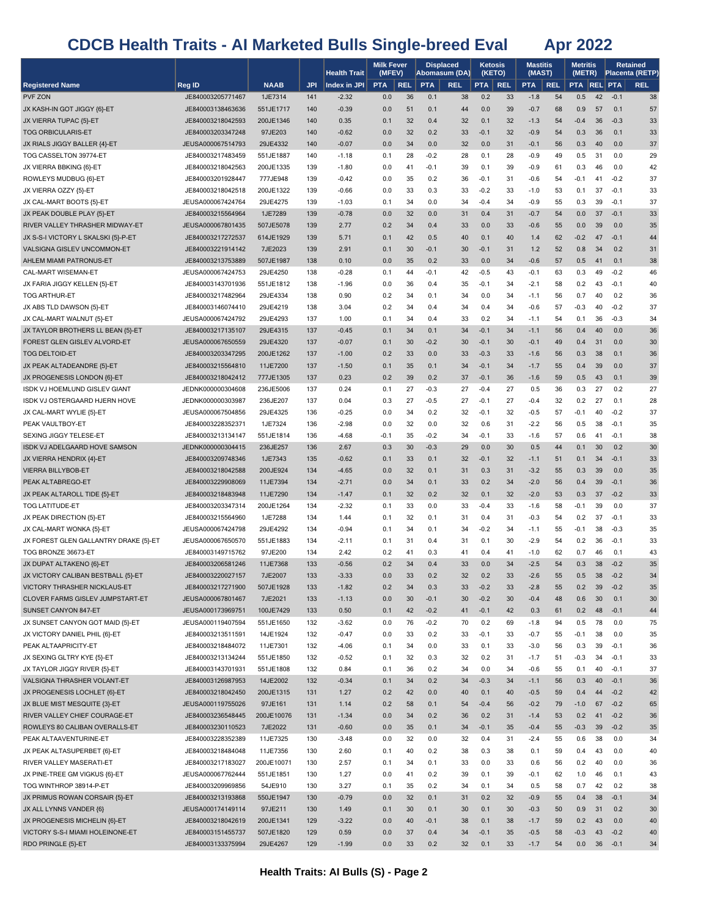# CDCB Health Traits - AI Marketed Bulls Single-breed Eval Apr 2022

| Registered Name | Reg ID | NAAB | JPI | Health Trait Index in JPI | Milk Fever (MFEV) | | Displaced Abomasum (DA) | | Ketosis (KETO) | | Mastitis (MAST) | | Metritis (METR) | | Retained Placenta (RETP) | |
|---|---|---|---|---|---|---|---|---|---|---|---|---|---|---|---|---|
| | | | | | PTA | REL | PTA | REL | PTA | REL | PTA | REL | PTA | REL | PTA | REL |
| PVF ZON | JE840003205771467 | 1JE7314 | 141 | -2.32 | 0.0 | 36 | 0.1 | 38 | 0.2 | 33 | -1.8 | 54 | 0.5 | 42 | -0.1 | 38 |
| JX KASH-IN GOT JIGGY {6}-ET | JE840003138463636 | 551JE1717 | 140 | -0.39 | 0.0 | 51 | 0.1 | 44 | 0.0 | 39 | -0.7 | 68 | 0.9 | 57 | 0.1 | 57 |
| JX VIERRA TUPAC {5}-ET | JE840003218042593 | 200JE1346 | 140 | 0.35 | 0.1 | 32 | 0.4 | 32 | 0.1 | 32 | -1.3 | 54 | -0.4 | 36 | -0.3 | 33 |
| TOG ORBICULARIS-ET | JE840003203347248 | 97JE203 | 140 | -0.62 | 0.0 | 32 | 0.2 | 33 | -0.1 | 32 | -0.9 | 54 | 0.3 | 36 | 0.1 | 33 |
| JX RIALS JIGGY BALLER {4}-ET | JEUSA000067514793 | 29JE4332 | 140 | -0.07 | 0.0 | 34 | 0.0 | 32 | 0.0 | 31 | -0.1 | 56 | 0.3 | 40 | 0.0 | 37 |
| TOG CASSELTON 39774-ET | JE840003217483459 | 551JE1887 | 140 | -1.18 | 0.1 | 28 | -0.2 | 28 | 0.1 | 28 | -0.9 | 49 | 0.5 | 31 | 0.0 | 29 |
| JX VIERRA BBKING {6}-ET | JE840003218042563 | 200JE1335 | 139 | -1.80 | 0.0 | 41 | -0.1 | 39 | 0.1 | 39 | -0.9 | 61 | 0.3 | 46 | 0.0 | 42 |
| ROWLEYS MUDBUG {6}-ET | JE840003201928447 | 777JE948 | 139 | -0.42 | 0.0 | 35 | 0.2 | 36 | -0.1 | 31 | -0.6 | 54 | -0.1 | 41 | -0.2 | 37 |
| JX VIERRA OZZY {5}-ET | JE840003218042518 | 200JE1322 | 139 | -0.66 | 0.0 | 33 | 0.3 | 33 | -0.2 | 33 | -1.0 | 53 | 0.1 | 37 | -0.1 | 33 |
| JX CAL-MART BOOTS {5}-ET | JEUSA000067424764 | 29JE4275 | 139 | -1.03 | 0.1 | 34 | 0.0 | 34 | -0.4 | 34 | -0.9 | 55 | 0.3 | 39 | -0.1 | 37 |
| JX PEAK DOUBLE PLAY {5}-ET | JE840003215564964 | 1JE7289 | 139 | -0.78 | 0.0 | 32 | 0.0 | 31 | 0.4 | 31 | -0.7 | 54 | 0.0 | 37 | -0.1 | 33 |
| RIVER VALLEY THRASHER MIDWAY-ET | JEUSA000067801435 | 507JE5078 | 139 | 2.77 | 0.2 | 34 | 0.4 | 33 | 0.0 | 33 | -0.6 | 55 | 0.0 | 39 | 0.0 | 35 |
| JX S-S-I VICTORY L SKALSKI {5}-P-ET | JE840003217272537 | 614JE1929 | 139 | 5.71 | 0.1 | 42 | 0.5 | 40 | 0.1 | 40 | 1.4 | 62 | -0.2 | 47 | -0.1 | 44 |
| VALSIGNA GISLEV UNCOMMON-ET | JE840003221914142 | 7JE2023 | 139 | 2.91 | 0.1 | 30 | -0.1 | 30 | -0.1 | 31 | 1.2 | 52 | 0.8 | 34 | 0.2 | 31 |
| AHLEM MIAMI PATRONUS-ET | JE840003213753889 | 507JE1987 | 138 | 0.10 | 0.0 | 35 | 0.2 | 33 | 0.0 | 34 | -0.6 | 57 | 0.5 | 41 | 0.1 | 38 |
| CAL-MART WISEMAN-ET | JEUSA000067424753 | 29JE4250 | 138 | -0.28 | 0.1 | 44 | -0.1 | 42 | -0.5 | 43 | -0.1 | 63 | 0.3 | 49 | -0.2 | 46 |
| JX FARIA JIGGY KELLEN {5}-ET | JE840003143701936 | 551JE1812 | 138 | -1.96 | 0.0 | 36 | 0.4 | 35 | -0.1 | 34 | -2.1 | 58 | 0.2 | 43 | -0.1 | 40 |
| TOG ARTHUR-ET | JE840003217482964 | 29JE4334 | 138 | 0.90 | 0.2 | 34 | 0.1 | 34 | 0.0 | 34 | -1.1 | 56 | 0.7 | 40 | 0.2 | 36 |
| JX ABS TLD DAWSON {5}-ET | JE840003146074410 | 29JE4219 | 138 | 3.04 | 0.2 | 34 | 0.4 | 34 | 0.4 | 34 | -0.6 | 57 | -0.3 | 40 | -0.2 | 37 |
| JX CAL-MART WALNUT {5}-ET | JEUSA000067424792 | 29JE4293 | 137 | 1.00 | 0.1 | 34 | 0.4 | 33 | 0.2 | 34 | -1.1 | 54 | 0.1 | 36 | -0.3 | 34 |
| JX TAYLOR BROTHERS LL BEAN {5}-ET | JE840003217135107 | 29JE4315 | 137 | -0.45 | 0.1 | 34 | 0.1 | 34 | -0.1 | 34 | -1.1 | 56 | 0.4 | 40 | 0.0 | 36 |
| FOREST GLEN GISLEV ALVORD-ET | JEUSA000067650559 | 29JE4320 | 137 | -0.07 | 0.1 | 30 | -0.2 | 30 | -0.1 | 30 | -0.1 | 49 | 0.4 | 31 | 0.0 | 30 |
| TOG DELTOID-ET | JE840003203347295 | 200JE1262 | 137 | -1.00 | 0.2 | 33 | 0.0 | 33 | -0.3 | 33 | -1.6 | 56 | 0.3 | 38 | 0.1 | 36 |
| JX PEAK ALTADEANDRE {5}-ET | JE840003215564810 | 11JE7200 | 137 | -1.50 | 0.1 | 35 | 0.1 | 34 | -0.1 | 34 | -1.7 | 55 | 0.4 | 39 | 0.0 | 37 |
| JX PROGENESIS LONDON {6}-ET | JE840003218042412 | 777JE1305 | 137 | 0.23 | 0.2 | 39 | 0.2 | 37 | -0.1 | 36 | -1.6 | 59 | 0.5 | 43 | 0.1 | 39 |
| ISDK VJ HOEMLUND GISLEV GIANT | JEDNK000000304608 | 236JE5006 | 137 | 0.24 | 0.1 | 27 | -0.3 | 27 | -0.4 | 27 | 0.5 | 36 | 0.3 | 27 | 0.2 | 27 |
| ISDK VJ OSTERGAARD HJERN HOVE | JEDNK000000303987 | 236JE207 | 137 | 0.04 | 0.3 | 27 | -0.5 | 27 | -0.1 | 27 | -0.4 | 32 | 0.2 | 27 | 0.1 | 28 |
| JX CAL-MART WYLIE {5}-ET | JEUSA000067504856 | 29JE4325 | 136 | -0.25 | 0.0 | 34 | 0.2 | 32 | -0.1 | 32 | -0.5 | 57 | -0.1 | 40 | -0.2 | 37 |
| PEAK VAULTBOY-ET | JE840003228352371 | 1JE7324 | 136 | -2.98 | 0.0 | 32 | 0.0 | 32 | 0.6 | 31 | -2.2 | 56 | 0.5 | 38 | -0.1 | 35 |
| SEXING JIGGY TELESE-ET | JE840003213134147 | 551JE1814 | 136 | -4.68 | -0.1 | 35 | -0.2 | 34 | -0.1 | 33 | -1.6 | 57 | 0.6 | 41 | -0.1 | 38 |
| ISDK VJ ADELGAARD HOVE SAMSON | JEDNK000000304415 | 236JE257 | 136 | 2.67 | 0.3 | 30 | -0.3 | 29 | 0.0 | 30 | 0.5 | 44 | 0.1 | 30 | 0.2 | 30 |
| JX VIERRA HENDRIX {4}-ET | JE840003209748346 | 1JE7343 | 135 | -0.62 | 0.1 | 33 | 0.1 | 32 | -0.1 | 32 | -1.1 | 51 | 0.1 | 34 | -0.1 | 33 |
| VIERRA BILLYBOB-ET | JE840003218042588 | 200JE924 | 134 | -4.65 | 0.0 | 32 | 0.1 | 31 | 0.3 | 31 | -3.2 | 55 | 0.3 | 39 | 0.0 | 35 |
| PEAK ALTABREGO-ET | JE840003229908069 | 11JE7394 | 134 | -2.71 | 0.0 | 34 | 0.1 | 33 | 0.2 | 34 | -2.0 | 56 | 0.4 | 39 | -0.1 | 36 |
| JX PEAK ALTAROLL TIDE {5}-ET | JE840003218483948 | 11JE7290 | 134 | -1.47 | 0.1 | 32 | 0.2 | 32 | 0.1 | 32 | -2.0 | 53 | 0.3 | 37 | -0.2 | 33 |
| TOG LATITUDE-ET | JE840003203347314 | 200JE1264 | 134 | -2.32 | 0.1 | 33 | 0.0 | 33 | -0.4 | 33 | -1.6 | 58 | -0.1 | 39 | 0.0 | 37 |
| JX PEAK DIRECTION {5}-ET | JE840003215564960 | 1JE7288 | 134 | 1.44 | 0.1 | 32 | 0.1 | 31 | 0.4 | 31 | -0.3 | 54 | 0.2 | 37 | -0.1 | 33 |
| JX CAL-MART WONKA {5}-ET | JEUSA000067424798 | 29JE4292 | 134 | -0.94 | 0.1 | 34 | 0.1 | 34 | -0.2 | 34 | -1.1 | 55 | -0.1 | 38 | -0.3 | 35 |
| JX FOREST GLEN GALLANTRY DRAKE {5}-ET | JEUSA000067650570 | 551JE1883 | 134 | -2.11 | 0.1 | 31 | 0.4 | 31 | 0.1 | 30 | -2.9 | 54 | 0.2 | 36 | -0.1 | 33 |
| TOG BRONZE 36673-ET | JE840003149715762 | 97JE200 | 134 | 2.42 | 0.2 | 41 | 0.3 | 41 | 0.4 | 41 | -1.0 | 62 | 0.7 | 46 | 0.1 | 43 |
| JX DUPAT ALTAKENO {6}-ET | JE840003206581246 | 11JE7368 | 133 | -0.56 | 0.2 | 34 | 0.4 | 33 | 0.0 | 34 | -2.5 | 54 | 0.3 | 38 | -0.2 | 35 |
| JX VICTORY CALIBAN BESTBALL {5}-ET | JE840003220027157 | 7JE2007 | 133 | -3.33 | 0.0 | 33 | 0.2 | 32 | 0.2 | 33 | -2.6 | 55 | 0.5 | 38 | -0.2 | 34 |
| VICTORY THRASHER NICKLAUS-ET | JE840003217271900 | 507JE1928 | 133 | -1.82 | 0.2 | 34 | 0.3 | 33 | -0.2 | 33 | -2.8 | 55 | 0.2 | 39 | -0.2 | 35 |
| CLOVER FARMS GISLEV JUMPSTART-ET | JEUSA000067801467 | 7JE2021 | 133 | -1.13 | 0.0 | 30 | -0.1 | 30 | -0.2 | 30 | -0.4 | 48 | 0.6 | 30 | 0.1 | 30 |
| SUNSET CANYON 847-ET | JEUSA000173969751 | 100JE7429 | 133 | 0.50 | 0.1 | 42 | -0.2 | 41 | -0.1 | 42 | 0.3 | 61 | 0.2 | 48 | -0.1 | 44 |
| JX SUNSET CANYON GOT MAID {5}-ET | JEUSA000119407594 | 551JE1650 | 132 | -3.62 | 0.0 | 76 | -0.2 | 70 | 0.2 | 69 | -1.8 | 94 | 0.5 | 78 | 0.0 | 75 |
| JX VICTORY DANIEL PHIL {6}-ET | JE840003213511591 | 14JE1924 | 132 | -0.47 | 0.0 | 33 | 0.2 | 33 | -0.1 | 33 | -0.7 | 55 | -0.1 | 38 | 0.0 | 35 |
| PEAK ALTAAPRICITY-ET | JE840003218484072 | 11JE7301 | 132 | -4.06 | 0.1 | 34 | 0.0 | 33 | 0.1 | 33 | -3.0 | 56 | 0.3 | 39 | -0.1 | 36 |
| JX SEXING GLTRY KYE {5}-ET | JE840003213134244 | 551JE1850 | 132 | -0.52 | 0.1 | 32 | 0.3 | 32 | 0.2 | 31 | -1.7 | 51 | -0.3 | 34 | -0.1 | 33 |
| JX TAYLOR JIGGY RIVER {5}-ET | JE840003143701931 | 551JE1808 | 132 | 0.84 | 0.1 | 36 | 0.2 | 34 | 0.0 | 34 | -0.6 | 55 | 0.1 | 40 | -0.1 | 37 |
| VALSIGNA THRASHER VOLANT-ET | JE840003126987953 | 14JE2002 | 132 | -0.34 | 0.1 | 34 | 0.2 | 34 | -0.3 | 34 | -1.1 | 56 | 0.3 | 40 | -0.1 | 36 |
| JX PROGENESIS LOCHLET {6}-ET | JE840003218042450 | 200JE1315 | 131 | 1.27 | 0.2 | 42 | 0.0 | 40 | 0.1 | 40 | -0.5 | 59 | 0.4 | 44 | -0.2 | 42 |
| JX BLUE MIST MESQUITE {3}-ET | JEUSA000119755026 | 97JE161 | 131 | 1.14 | 0.2 | 58 | 0.1 | 54 | -0.4 | 56 | -0.2 | 79 | -1.0 | 67 | -0.2 | 65 |
| RIVER VALLEY CHIEF COURAGE-ET | JE840003236548445 | 200JE10076 | 131 | -1.34 | 0.0 | 34 | 0.2 | 36 | 0.2 | 31 | -1.4 | 53 | 0.2 | 41 | -0.2 | 36 |
| ROWLEYS 80 CALIBAN OVERALLS-ET | JE840003230110523 | 7JE2022 | 131 | -0.60 | 0.0 | 35 | 0.1 | 34 | -0.1 | 35 | -0.4 | 55 | -0.3 | 39 | -0.2 | 35 |
| PEAK ALTAAVENTURINE-ET | JE840003228352389 | 11JE7325 | 130 | -3.48 | 0.0 | 32 | 0.0 | 32 | 0.4 | 31 | -2.4 | 55 | 0.6 | 38 | 0.0 | 34 |
| JX PEAK ALTASUPERBET {6}-ET | JE840003218484048 | 11JE7356 | 130 | 2.60 | 0.1 | 40 | 0.2 | 38 | 0.3 | 38 | 0.1 | 59 | 0.4 | 43 | 0.0 | 40 |
| RIVER VALLEY MASERATI-ET | JE840003217183027 | 200JE10071 | 130 | 2.57 | 0.1 | 34 | 0.1 | 33 | 0.0 | 33 | 0.6 | 56 | 0.2 | 40 | 0.0 | 36 |
| JX PINE-TREE GM VIGKUS {6}-ET | JEUSA000067762444 | 551JE1851 | 130 | 1.27 | 0.0 | 41 | 0.2 | 39 | 0.1 | 39 | -0.1 | 62 | 1.0 | 46 | 0.1 | 43 |
| TOG WINTHROP 38914-P-ET | JE840003209969856 | 54JE910 | 130 | 3.27 | 0.1 | 35 | 0.2 | 34 | 0.1 | 34 | 0.5 | 58 | 0.7 | 42 | 0.2 | 38 |
| JX PRIMUS ROWAN CORSAIR {5}-ET | JE840003213193868 | 550JE1947 | 130 | -0.79 | 0.0 | 32 | 0.1 | 31 | 0.2 | 32 | -0.9 | 55 | 0.4 | 38 | -0.1 | 34 |
| JX ALL LYNNS VANDER {6} | JEUSA000174149114 | 97JE211 | 130 | 1.49 | 0.1 | 30 | 0.1 | 30 | 0.1 | 30 | -0.3 | 50 | 0.9 | 31 | 0.2 | 30 |
| JX PROGENESIS MICHELIN {6}-ET | JE840003218042619 | 200JE1341 | 129 | -3.22 | 0.0 | 40 | -0.1 | 38 | 0.1 | 38 | -1.7 | 59 | 0.2 | 43 | 0.0 | 40 |
| VICTORY S-S-I MIAMI HOLEINONE-ET | JE840003151455737 | 507JE1820 | 129 | 0.59 | 0.0 | 37 | 0.4 | 34 | -0.1 | 35 | -0.5 | 58 | -0.3 | 43 | -0.2 | 40 |
| RDO PRINGLE {5}-ET | JE840003133375994 | 29JE4267 | 129 | -1.99 | 0.0 | 33 | 0.2 | 32 | 0.1 | 33 | -1.7 | 54 | 0.0 | 36 | -0.1 | 34 |

**Health Traits: AI Bulls (S) - Page 2**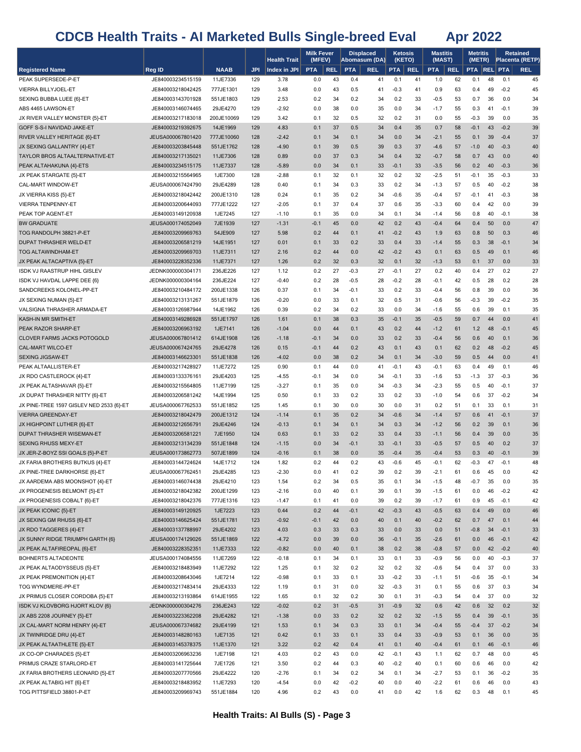# CDCB Health Traits - AI Marketed Bulls Single-breed Eval Apr 2022

| | | | | Health Trait | Milk Fever (MFEV) | | Displaced Abomasum (DA) | | Ketosis (KETO) | | Mastitis (MAST) | | Metritis (METR) | | Retained Placenta (RETP) | |
|---|---|---|---|---|---|---|---|---|---|---|---|---|---|---|---|---|
| Registered Name | Reg ID | NAAB | JPI | Index in JPI | PTA | REL | PTA | REL | PTA | REL | PTA | REL | PTA | REL | PTA | REL |
| PEAK SUPERSEDE-P-ET | JE840003234515159 | 11JE7336 | 129 | 3.78 | 0.0 | 43 | 0.4 | 41 | 0.1 | 41 | 1.0 | 62 | 0.1 | 48 | 0.1 | 45 |
| VIERRA BILLYJOEL-ET | JE840003218042425 | 777JE1301 | 129 | 3.48 | 0.0 | 43 | 0.5 | 41 | -0.3 | 41 | 0.9 | 63 | 0.4 | 49 | -0.2 | 45 |
| SEXING BUBBA LUEE {6}-ET | JE840003143701928 | 551JE1803 | 129 | 2.53 | 0.2 | 34 | 0.2 | 34 | 0.2 | 33 | -0.5 | 53 | 0.7 | 36 | 0.0 | 34 |
| ABS 4465 LAWSON-ET | JE840003146074465 | 29JE4270 | 129 | -2.92 | 0.0 | 38 | 0.0 | 35 | 0.0 | 34 | -1.7 | 55 | 0.3 | 41 | -0.1 | 39 |
| JX RIVER VALLEY MONSTER {5}-ET | JE840003217183018 | 200JE10069 | 129 | 3.42 | 0.1 | 32 | 0.5 | 32 | 0.2 | 31 | 0.0 | 55 | -0.3 | 39 | 0.0 | 35 |
| GOFF S-S-I NAVIDAD JAKE-ET | JE840003219392675 | 14JE1969 | 129 | 4.83 | 0.1 | 37 | 0.5 | 34 | 0.4 | 35 | 0.7 | 58 | -0.1 | 43 | -0.2 | 39 |
| RIVER VALLEY HERITAGE {6}-ET | JEUSA000067801420 | 777JE10060 | 128 | -2.42 | 0.1 | 34 | 0.1 | 34 | 0.0 | 34 | -2.1 | 55 | 0.1 | 39 | -0.4 | 37 |
| JX SEXING GALLANTRY {4}-ET | JE840003203845448 | 551JE1762 | 128 | -4.90 | 0.1 | 39 | 0.5 | 39 | 0.3 | 37 | -4.6 | 57 | -1.0 | 40 | -0.3 | 40 |
| TAYLOR BROS ALTAALTERNATIVE-ET | JE840003217135021 | 11JE7306 | 128 | 0.89 | 0.0 | 37 | 0.3 | 34 | 0.4 | 32 | -0.7 | 58 | 0.7 | 43 | 0.0 | 40 |
| PEAK ALTAHAKUNA {4}-ETS | JE840003234515175 | 11JE7337 | 128 | -5.89 | 0.0 | 34 | 0.1 | 33 | -0.1 | 33 | -3.5 | 56 | 0.2 | 40 | -0.3 | 36 |
| JX PEAK STARGATE {5}-ET | JE840003215564965 | 1JE7300 | 128 | -2.88 | 0.1 | 32 | 0.1 | 32 | 0.2 | 32 | -2.5 | 51 | -0.1 | 35 | -0.3 | 33 |
| CAL-MART WINDOW-ET | JEUSA000067424790 | 29JE4289 | 128 | 0.40 | 0.1 | 34 | 0.3 | 33 | 0.2 | 34 | -1.3 | 57 | 0.5 | 40 | -0.2 | 38 |
| JX VIERRA KISS {5}-ET | JE840003218042442 | 200JE1310 | 128 | 0.24 | 0.1 | 35 | 0.2 | 34 | -0.6 | 35 | -0.4 | 57 | -0.1 | 41 | -0.3 | 38 |
| VIERRA TENPENNY-ET | JE840003200644093 | 777JE1222 | 127 | -2.05 | 0.1 | 37 | 0.4 | 37 | 0.6 | 35 | -3.3 | 60 | 0.4 | 42 | 0.0 | 39 |
| PEAK TOP AGENT-ET | JE840003149120938 | 1JE7245 | 127 | -1.10 | 0.1 | 35 | 0.0 | 34 | 0.1 | 34 | -1.4 | 56 | 0.8 | 40 | -0.1 | 38 |
| BW GRADUATE | JEUSA000174052049 | 7JE1939 | 127 | -1.31 | -0.1 | 45 | 0.0 | 42 | 0.2 | 43 | -0.4 | 64 | 0.4 | 50 | 0.0 | 47 |
| TOG RANDOLPH 38821-P-ET | JE840003209969763 | 54JE909 | 127 | 5.98 | 0.2 | 44 | 0.1 | 41 | -0.2 | 43 | 1.9 | 63 | 0.8 | 50 | 0.3 | 46 |
| DUPAT THRASHER WELD-ET | JE840003206581219 | 14JE1951 | 127 | 0.01 | 0.1 | 33 | 0.2 | 33 | 0.4 | 33 | -1.4 | 55 | 0.3 | 38 | -0.1 | 34 |
| TOG ALTAWINDHAM-ET | JE840003209969703 | 11JE7311 | 127 | 2.16 | 0.2 | 44 | 0.0 | 42 | -0.2 | 43 | 0.1 | 63 | 0.5 | 49 | 0.1 | 46 |
| JX PEAK ALTACAPTIVA {5}-ET | JE840003228352336 | 11JE7371 | 127 | 1.26 | 0.2 | 32 | 0.3 | 32 | 0.1 | 32 | -1.3 | 53 | 0.1 | 37 | 0.0 | 33 |
| ISDK VJ RAASTRUP HIHL GISLEV | JEDNK000000304171 | 236JE226 | 127 | 1.12 | 0.2 | 27 | -0.3 | 27 | -0.1 | 27 | 0.2 | 40 | 0.4 | 27 | 0.2 | 27 |
| ISDK VJ HAVDAL LAPPE DEE {6} | JEDNK000000304164 | 236JE224 | 127 | -0.40 | 0.2 | 28 | -0.5 | 28 | -0.2 | 28 | -0.1 | 42 | 0.5 | 28 | 0.2 | 28 |
| SANDCREEKS KOLONEL-PP-ET | JE840003210484172 | 200JE1338 | 126 | 0.37 | 0.1 | 34 | -0.1 | 33 | 0.2 | 33 | -0.4 | 56 | 0.8 | 39 | 0.0 | 36 |
| JX SEXING NUMAN {5}-ET | JE840003213131267 | 551JE1879 | 126 | -0.20 | 0.0 | 33 | 0.1 | 32 | 0.5 | 31 | -0.6 | 56 | -0.3 | 39 | -0.2 | 35 |
| VALSIGNA THRASHER ARMADA-ET | JE840003126987944 | 14JE1962 | 126 | 0.39 | 0.2 | 34 | 0.2 | 33 | 0.0 | 34 | -1.6 | 55 | 0.6 | 39 | 0.1 | 35 |
| KASH-IN MR SMITH-ET | JE840003149286928 | 551JE1797 | 126 | 1.61 | 0.1 | 38 | 0.3 | 35 | -0.1 | 35 | -0.5 | 59 | 0.7 | 44 | 0.0 | 41 |
| PEAK RAZOR SHARP-ET | JE840003206963192 | 1JE7141 | 126 | -1.04 | 0.0 | 44 | 0.1 | 43 | 0.2 | 44 | -1.2 | 61 | 1.2 | 48 | -0.1 | 45 |
| CLOVER FARMS JACKS POTOGOLD | JEUSA000067801412 | 614JE1908 | 126 | -1.18 | -0.1 | 34 | 0.0 | 33 | 0.2 | 33 | -0.4 | 56 | 0.6 | 40 | 0.1 | 36 |
| CAL-MART WILCO-ET | JEUSA000067424765 | 29JE4278 | 126 | 0.15 | -0.1 | 44 | 0.2 | 43 | 0.1 | 43 | 0.1 | 62 | 0.2 | 48 | -0.2 | 45 |
| SEXING JIGSAW-ET | JE840003146623301 | 551JE1838 | 126 | -4.02 | 0.0 | 38 | 0.2 | 34 | 0.1 | 34 | -3.0 | 59 | 0.5 | 44 | 0.0 | 41 |
| PEAK ALTAALLISTER-ET | JE840003217428927 | 11JE7272 | 125 | 0.90 | 0.1 | 44 | 0.0 | 41 | -0.1 | 43 | -0.1 | 63 | 0.4 | 49 | 0.1 | 46 |
| JX RDO CASTLEROCK {4}-ET | JE840003133376161 | 29JE4203 | 125 | -4.55 | -0.1 | 34 | 0.0 | 34 | -0.1 | 33 | -1.6 | 53 | -1.3 | 37 | -0.3 | 36 |
| JX PEAK ALTASHAVAR {5}-ET | JE840003215564805 | 11JE7199 | 125 | -3.27 | 0.1 | 35 | 0.0 | 34 | -0.3 | 34 | -2.3 | 55 | 0.5 | 40 | -0.1 | 37 |
| JX DUPAT THRASHER NITTY {6}-ET | JE840003206581242 | 14JE1994 | 125 | 0.50 | 0.1 | 33 | 0.2 | 33 | 0.2 | 33 | -1.0 | 54 | 0.6 | 37 | -0.2 | 34 |
| JX PINE-TREE 1597 GISLEV NED 2533 {6}-ET | JEUSA000067762533 | 551JE1852 | 125 | 1.45 | 0.1 | 30 | 0.0 | 30 | 0.0 | 31 | 0.2 | 51 | 0.1 | 33 | 0.1 | 31 |
| VIERRA GREENDAY-ET | JE840003218042479 | 200JE1312 | 124 | -1.14 | 0.1 | 35 | 0.2 | 34 | -0.6 | 34 | -1.4 | 57 | 0.6 | 41 | -0.1 | 37 |
| JX HIGHPOINT LUTHER {6}-ET | JE840003212656791 | 29JE4246 | 124 | -0.13 | 0.1 | 34 | 0.1 | 34 | 0.3 | 34 | -1.2 | 56 | 0.2 | 39 | 0.1 | 36 |
| DUPAT THRASHER WISEMAN-ET | JE840003206581221 | 7JE1950 | 124 | 0.63 | 0.1 | 33 | 0.2 | 33 | 0.4 | 33 | -1.1 | 56 | 0.4 | 39 | 0.0 | 35 |
| SEXING RHUSS MEXY-ET | JE840003213134239 | 551JE1848 | 124 | -1.15 | 0.0 | 34 | -0.1 | 33 | -0.1 | 33 | -0.5 | 57 | 0.5 | 40 | 0.2 | 37 |
| JX JER-Z-BOYZ SSI GOALS {5}-P-ET | JEUSA000173862773 | 507JE1899 | 124 | -0.16 | 0.1 | 38 | 0.0 | 35 | -0.4 | 35 | -0.4 | 53 | 0.3 | 40 | -0.1 | 39 |
| JX FARIA BROTHERS BUTKUS {4}-ET | JE840003144724624 | 14JE1712 | 124 | 1.82 | 0.2 | 44 | 0.2 | 43 | -0.6 | 45 | -0.1 | 62 | -0.3 | 47 | -0.1 | 48 |
| JX PINE-TREE DARKHORSE {6}-ET | JEUSA000067762451 | 29JE4285 | 123 | -2.30 | 0.0 | 41 | 0.2 | 39 | 0.2 | 39 | -2.1 | 61 | 0.6 | 45 | 0.0 | 42 |
| JX AARDEMA ABS MOONSHOT {4}-ET | JE840003146074438 | 29JE4210 | 123 | 1.54 | 0.2 | 34 | 0.5 | 35 | 0.1 | 34 | -1.5 | 48 | -0.7 | 35 | 0.0 | 35 |
| JX PROGENESIS BELMONT {5}-ET | JE840003218042382 | 200JE1299 | 123 | -2.16 | 0.0 | 40 | 0.1 | 39 | 0.1 | 39 | -1.5 | 61 | 0.0 | 46 | -0.2 | 42 |
| JX PROGENESIS COBALT {6}-ET | JE840003218042376 | 777JE1316 | 123 | -1.47 | 0.1 | 41 | 0.0 | 39 | 0.2 | 39 | -1.7 | 61 | 0.9 | 45 | -0.1 | 42 |
| JX PEAK ICONIC {5}-ET | JE840003149120925 | 1JE7223 | 123 | 0.44 | 0.2 | 44 | -0.1 | 42 | -0.3 | 43 | -0.5 | 63 | 0.4 | 49 | 0.0 | 46 |
| JX SEXING GM RHUSS {6}-ET | JE840003146625424 | 551JE1781 | 123 | -0.92 | -0.1 | 42 | 0.0 | 40 | 0.1 | 40 | -0.2 | 62 | 0.7 | 47 | 0.1 | 44 |
| JX RDO TAGGERES {4}-ET | JE840003137788997 | 29JE4202 | 123 | 4.03 | 0.3 | 33 | 0.3 | 33 | 0.0 | 33 | 0.0 | 51 | -0.8 | 34 | -0.1 | 33 |
| JX SUNNY RIDGE TRIUMPH GARTH {6} | JEUSA000174129026 | 551JE1869 | 122 | -4.72 | 0.0 | 39 | 0.0 | 36 | -0.1 | 35 | -2.6 | 61 | 0.0 | 46 | -0.1 | 42 |
| JX PEAK ALTAFIREOPAL {6}-ET | JE840003228352351 | 11JE7333 | 122 | -0.82 | 0.0 | 40 | 0.1 | 38 | 0.2 | 38 | -0.8 | 57 | 0.0 | 42 | -0.2 | 40 |
| BOHNERTS ALTADEONTE | JEUSA000174084556 | 11JE7269 | 122 | -0.18 | 0.1 | 34 | 0.1 | 33 | 0.1 | 33 | -0.9 | 56 | 0.0 | 40 | -0.3 | 37 |
| JX PEAK ALTAODYSSEUS {5}-ET | JE840003218483949 | 11JE7292 | 122 | 1.25 | 0.1 | 32 | 0.2 | 32 | 0.2 | 32 | -0.6 | 54 | 0.4 | 37 | 0.0 | 33 |
| JX PEAK PREMONITION {4}-ET | JE840003208643046 | 1JE7214 | 122 | -0.98 | 0.1 | 33 | 0.1 | 33 | -0.2 | 33 | -1.1 | 51 | -0.6 | 35 | -0.1 | 34 |
| TOG WYNDMERE-PP-ET | JE840003217483414 | 29JE4333 | 122 | 1.19 | 0.1 | 31 | 0.0 | 32 | -0.3 | 31 | 0.1 | 55 | 0.6 | 37 | 0.3 | 34 |
| JX PRIMUS CLOSER CORDOBA {5}-ET | JE840003213193864 | 614JE1955 | 122 | 1.65 | 0.1 | 32 | 0.2 | 30 | 0.1 | 31 | -0.3 | 54 | 0.4 | 37 | 0.0 | 32 |
| ISDK VJ KLOVBORG HJORT KLOV {6} | JEDNK000000304276 | 236JE243 | 122 | -0.02 | 0.2 | 31 | -0.5 | 31 | -0.9 | 32 | 0.6 | 42 | 0.6 | 32 | 0.2 | 32 |
| JX ABS 2208 JOURNEY {5}-ET | JE840003223362208 | 29JE4282 | 121 | -1.38 | 0.0 | 33 | 0.2 | 32 | 0.2 | 32 | -1.5 | 55 | 0.4 | 39 | -0.1 | 35 |
| JX CAL-MART NORM HENRY {4}-ET | JEUSA000067374682 | 29JE4199 | 121 | 1.53 | 0.1 | 34 | 0.3 | 33 | 0.1 | 34 | -0.4 | 55 | -0.4 | 37 | -0.2 | 34 |
| JX TWINRIDGE DRU {4}-ET | JE840003148280163 | 1JE7135 | 121 | 0.42 | 0.1 | 33 | 0.1 | 33 | 0.4 | 33 | -0.9 | 53 | 0.1 | 36 | 0.0 | 35 |
| JX PEAK ALTAATHLETE {5}-ET | JE840003145378375 | 11JE1370 | 121 | 3.22 | 0.2 | 42 | 0.4 | 41 | 0.1 | 40 | -0.4 | 61 | 0.1 | 46 | -0.1 | 46 |
| JX CO-OP CHARADES {5}-ET | JE840003206963236 | 1JE7198 | 121 | 4.03 | 0.2 | 43 | 0.0 | 42 | -0.1 | 43 | 1.1 | 62 | 0.7 | 48 | 0.0 | 45 |
| PRIMUS CRAZE STARLORD-ET | JE840003141725644 | 7JE1726 | 121 | 3.50 | 0.2 | 44 | 0.3 | 40 | -0.2 | 40 | 0.1 | 60 | 0.6 | 46 | 0.0 | 42 |
| JX FARIA BROTHERS LEONARD {5}-ET | JE840003207770566 | 29JE4222 | 120 | -2.76 | 0.1 | 34 | 0.2 | 34 | 0.1 | 34 | -2.7 | 53 | 0.1 | 36 | -0.2 | 35 |
| JX PEAK ALTABIG HIT {6}-ET | JE840003218483952 | 11JE7293 | 120 | -4.54 | 0.0 | 42 | -0.2 | 40 | 0.0 | 40 | -2.2 | 61 | 0.6 | 46 | 0.0 | 43 |
| TOG PITTSFIELD 38801-P-ET | JE840003209969743 | 551JE1884 | 120 | 4.96 | 0.2 | 43 | 0.0 | 41 | 0.0 | 42 | 1.6 | 62 | 0.3 | 48 | 0.1 | 45 |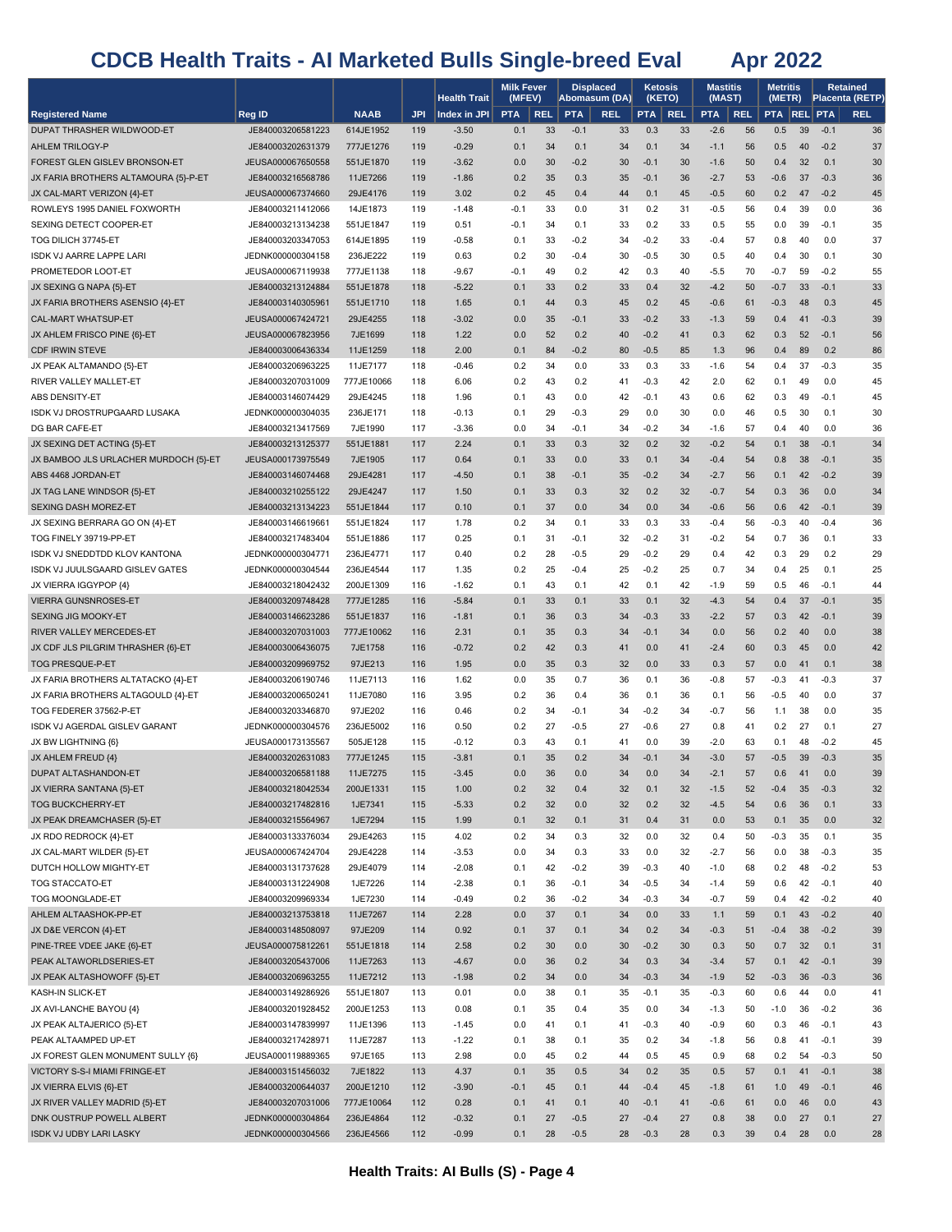# CDCB Health Traits - AI Marketed Bulls Single-breed Eval Apr 2022

| | | | | Health Trait | Milk Fever (MFEV) | | Displaced Abomasum (DA) | | Ketosis (KETO) | | Mastitis (MAST) | | Metritis (METR) | | Retained Placenta (RETP) | |
|---|---|---|---|---|---|---|---|---|---|---|---|---|---|---|---|---|
| Registered Name | Reg ID | NAAB | JPI | Index in JPI | PTA | REL | PTA | REL | PTA | REL | PTA | REL | PTA | REL | PTA | REL |
| DUPAT THRASHER WILDWOOD-ET | JE840003206581223 | 614JE1952 | 119 | -3.50 | 0.1 | 33 | -0.1 | 33 | 0.3 | 33 | -2.6 | 56 | 0.5 | 39 | -0.1 | 36 |
| AHLEM TRILOGY-P | JE840003202631379 | 777JE1276 | 119 | -0.29 | 0.1 | 34 | 0.1 | 34 | 0.1 | 34 | -1.1 | 56 | 0.5 | 40 | -0.2 | 37 |
| FOREST GLEN GISLEV BRONSON-ET | JEUSA000067650558 | 551JE1870 | 119 | -3.62 | 0.0 | 30 | -0.2 | 30 | -0.1 | 30 | -1.6 | 50 | 0.4 | 32 | 0.1 | 30 |
| JX FARIA BROTHERS ALTAMOURA {5}-P-ET | JE840003216568786 | 11JE7266 | 119 | -1.86 | 0.2 | 35 | 0.3 | 35 | -0.1 | 36 | -2.7 | 53 | -0.6 | 37 | -0.3 | 36 |
| JX CAL-MART VERIZON {4}-ET | JEUSA000067374660 | 29JE4176 | 119 | 3.02 | 0.2 | 45 | 0.4 | 44 | 0.1 | 45 | -0.5 | 60 | 0.2 | 47 | -0.2 | 45 |
| ROWLEYS 1995 DANIEL FOXWORTH | JE840003211412066 | 14JE1873 | 119 | -1.48 | -0.1 | 33 | 0.0 | 31 | 0.2 | 31 | -0.5 | 56 | 0.4 | 39 | 0.0 | 36 |
| SEXING DETECT COOPER-ET | JE840003213134238 | 551JE1847 | 119 | 0.51 | -0.1 | 34 | 0.1 | 33 | 0.2 | 33 | 0.5 | 55 | 0.0 | 39 | -0.1 | 35 |
| TOG DILICH 37745-ET | JE840003203347053 | 614JE1895 | 119 | -0.58 | 0.1 | 33 | -0.2 | 34 | -0.2 | 33 | -0.4 | 57 | 0.8 | 40 | 0.0 | 37 |
| ISDK VJ AARRE LAPPE LARI | JEDNK000000304158 | 236JE222 | 119 | 0.63 | 0.2 | 30 | -0.4 | 30 | -0.5 | 30 | 0.5 | 40 | 0.4 | 30 | 0.1 | 30 |
| PROMETEDOR LOOT-ET | JEUSA000067119938 | 777JE1138 | 118 | -9.67 | -0.1 | 49 | 0.2 | 42 | 0.3 | 40 | -5.5 | 70 | -0.7 | 59 | -0.2 | 55 |
| JX SEXING G NAPA {5}-ET | JE840003213124884 | 551JE1878 | 118 | -5.22 | 0.1 | 33 | 0.2 | 33 | 0.4 | 32 | -4.2 | 50 | -0.7 | 33 | -0.1 | 33 |
| JX FARIA BROTHERS ASENSIO {4}-ET | JE840003140305961 | 551JE1710 | 118 | 1.65 | 0.1 | 44 | 0.3 | 45 | 0.2 | 45 | -0.6 | 61 | -0.3 | 48 | 0.3 | 45 |
| CAL-MART WHATSUP-ET | JEUSA000067424721 | 29JE4255 | 118 | -3.02 | 0.0 | 35 | -0.1 | 33 | -0.2 | 33 | -1.3 | 59 | 0.4 | 41 | -0.3 | 39 |
| JX AHLEM FRISCO PINE {6}-ET | JEUSA000067823956 | 7JE1699 | 118 | 1.22 | 0.0 | 52 | 0.2 | 40 | -0.2 | 41 | 0.3 | 62 | 0.3 | 52 | -0.1 | 56 |
| CDF IRWIN STEVE | JE840003006436334 | 11JE1259 | 118 | 2.00 | 0.1 | 84 | -0.2 | 80 | -0.5 | 85 | 1.3 | 96 | 0.4 | 89 | 0.2 | 86 |
| JX PEAK ALTAMANDO {5}-ET | JE840003206963225 | 11JE7177 | 118 | -0.46 | 0.2 | 34 | 0.0 | 33 | 0.3 | 33 | -1.6 | 54 | 0.4 | 37 | -0.3 | 35 |
| RIVER VALLEY MALLET-ET | JE840003207031009 | 777JE10066 | 118 | 6.06 | 0.2 | 43 | 0.2 | 41 | -0.3 | 42 | 2.0 | 62 | 0.1 | 49 | 0.0 | 45 |
| ABS DENSITY-ET | JE840003146074429 | 29JE4245 | 118 | 1.96 | 0.1 | 43 | 0.0 | 42 | -0.1 | 43 | 0.6 | 62 | 0.3 | 49 | -0.1 | 45 |
| ISDK VJ DROSTRUPGAARD LUSAKA | JEDNK000000304035 | 236JE171 | 118 | -0.13 | 0.1 | 29 | -0.3 | 29 | 0.0 | 30 | 0.0 | 46 | 0.5 | 30 | 0.1 | 30 |
| DG BAR CAFE-ET | JE840003213417569 | 7JE1990 | 117 | -3.36 | 0.0 | 34 | -0.1 | 34 | -0.2 | 34 | -1.6 | 57 | 0.4 | 40 | 0.0 | 36 |
| JX SEXING DET ACTING {5}-ET | JE840003213125377 | 551JE1881 | 117 | 2.24 | 0.1 | 33 | 0.3 | 32 | 0.2 | 32 | -0.2 | 54 | 0.1 | 38 | -0.1 | 34 |
| JX BAMBOO JLS URLACHER MURDOCH {5}-ET | JEUSA000173975549 | 7JE1905 | 117 | 0.64 | 0.1 | 33 | 0.0 | 33 | 0.1 | 34 | -0.4 | 54 | 0.8 | 38 | -0.1 | 35 |
| ABS 4468 JORDAN-ET | JE840003146074468 | 29JE4281 | 117 | -4.50 | 0.1 | 38 | -0.1 | 35 | -0.2 | 34 | -2.7 | 56 | 0.1 | 42 | -0.2 | 39 |
| JX TAG LANE WINDSOR {5}-ET | JE840003210255122 | 29JE4247 | 117 | 1.50 | 0.1 | 33 | 0.3 | 32 | 0.2 | 32 | -0.7 | 54 | 0.3 | 36 | 0.0 | 34 |
| SEXING DASH MOREZ-ET | JE840003213134223 | 551JE1844 | 117 | 0.10 | 0.1 | 37 | 0.0 | 34 | 0.0 | 34 | -0.6 | 56 | 0.6 | 42 | -0.1 | 39 |
| JX SEXING BERRARA GO ON {4}-ET | JE840003146619661 | 551JE1824 | 117 | 1.78 | 0.2 | 34 | 0.1 | 33 | 0.3 | 33 | -0.4 | 56 | -0.3 | 40 | -0.4 | 36 |
| TOG FINELY 39719-PP-ET | JE840003217483404 | 551JE1886 | 117 | 0.25 | 0.1 | 31 | -0.1 | 32 | -0.2 | 31 | -0.2 | 54 | 0.7 | 36 | 0.1 | 33 |
| ISDK VJ SNEDDTDD KLOV KANTONA | JEDNK000000304771 | 236JE4771 | 117 | 0.40 | 0.2 | 28 | -0.5 | 29 | -0.2 | 29 | 0.4 | 42 | 0.3 | 29 | 0.2 | 29 |
| ISDK VJ JUULSGAARD GISLEV GATES | JEDNK000000304544 | 236JE4544 | 117 | 1.35 | 0.2 | 25 | -0.4 | 25 | -0.2 | 25 | 0.7 | 34 | 0.4 | 25 | 0.1 | 25 |
| JX VIERRA IGGYPOP {4} | JE840003218042432 | 200JE1309 | 116 | -1.62 | 0.1 | 43 | 0.1 | 42 | 0.1 | 42 | -1.9 | 59 | 0.5 | 46 | -0.1 | 44 |
| VIERRA GUNSNROSES-ET | JE840003209748428 | 777JE1285 | 116 | -5.84 | 0.1 | 33 | 0.1 | 33 | 0.1 | 32 | -4.3 | 54 | 0.4 | 37 | -0.1 | 35 |
| SEXING JIG MOOKY-ET | JE840003146623286 | 551JE1837 | 116 | -1.81 | 0.1 | 36 | 0.3 | 34 | -0.3 | 33 | -2.2 | 57 | 0.3 | 42 | -0.1 | 39 |
| RIVER VALLEY MERCEDES-ET | JE840003207031003 | 777JE10062 | 116 | 2.31 | 0.1 | 35 | 0.3 | 34 | -0.1 | 34 | 0.0 | 56 | 0.2 | 40 | 0.0 | 38 |
| JX CDF JLS PILGRIM THRASHER {6}-ET | JE840003006436075 | 7JE1758 | 116 | -0.72 | 0.2 | 42 | 0.3 | 41 | 0.0 | 41 | -2.4 | 60 | 0.3 | 45 | 0.0 | 42 |
| TOG PRESQUE-P-ET | JE840003209969752 | 97JE213 | 116 | 1.95 | 0.0 | 35 | 0.3 | 32 | 0.0 | 33 | 0.3 | 57 | 0.0 | 41 | 0.1 | 38 |
| JX FARIA BROTHERS ALTATACKO {4}-ET | JE840003206190746 | 11JE7113 | 116 | 1.62 | 0.0 | 35 | 0.7 | 36 | 0.1 | 36 | -0.8 | 57 | -0.3 | 41 | -0.3 | 37 |
| JX FARIA BROTHERS ALTAGOULD {4}-ET | JE840003200650241 | 11JE7080 | 116 | 3.95 | 0.2 | 36 | 0.4 | 36 | 0.1 | 36 | 0.1 | 56 | -0.5 | 40 | 0.0 | 37 |
| TOG FEDERER 37562-P-ET | JE840003203346870 | 97JE202 | 116 | 0.46 | 0.2 | 34 | -0.1 | 34 | -0.2 | 34 | -0.7 | 56 | 1.1 | 38 | 0.0 | 35 |
| ISDK VJ AGERDAL GISLEV GARANT | JEDNK000000304576 | 236JE5002 | 116 | 0.50 | 0.2 | 27 | -0.5 | 27 | -0.6 | 27 | 0.8 | 41 | 0.2 | 27 | 0.1 | 27 |
| JX BW LIGHTNING {6} | JEUSA000173135567 | 505JE128 | 115 | -0.12 | 0.3 | 43 | 0.1 | 41 | 0.0 | 39 | -2.0 | 63 | 0.1 | 48 | -0.2 | 45 |
| JX AHLEM FREUD {4} | JE840003202631083 | 777JE1245 | 115 | -3.81 | 0.1 | 35 | 0.2 | 34 | -0.1 | 34 | -3.0 | 57 | -0.5 | 39 | -0.3 | 35 |
| DUPAT ALTASHANDON-ET | JE840003206581188 | 11JE7275 | 115 | -3.45 | 0.0 | 36 | 0.0 | 34 | 0.0 | 34 | -2.1 | 57 | 0.6 | 41 | 0.0 | 39 |
| JX VIERRA SANTANA {5}-ET | JE840003218042534 | 200JE1331 | 115 | 1.00 | 0.2 | 32 | 0.4 | 32 | 0.1 | 32 | -1.5 | 52 | -0.4 | 35 | -0.3 | 32 |
| TOG BUCKCHERRY-ET | JE840003217482816 | 1JE7341 | 115 | -5.33 | 0.2 | 32 | 0.0 | 32 | 0.2 | 32 | -4.5 | 54 | 0.6 | 36 | 0.1 | 33 |
| JX PEAK DREAMCHASER {5}-ET | JE840003215564967 | 1JE7294 | 115 | 1.99 | 0.1 | 32 | 0.1 | 31 | 0.4 | 31 | 0.0 | 53 | 0.1 | 35 | 0.0 | 32 |
| JX RDO REDROCK {4}-ET | JE840003133376034 | 29JE4263 | 115 | 4.02 | 0.2 | 34 | 0.3 | 32 | 0.0 | 32 | 0.4 | 50 | -0.3 | 35 | 0.1 | 35 |
| JX CAL-MART WILDER {5}-ET | JEUSA000067424704 | 29JE4228 | 114 | -3.53 | 0.0 | 34 | 0.3 | 33 | 0.0 | 32 | -2.7 | 56 | 0.0 | 38 | -0.3 | 35 |
| DUTCH HOLLOW MIGHTY-ET | JE840003131737628 | 29JE4079 | 114 | -2.08 | 0.1 | 42 | -0.2 | 39 | -0.3 | 40 | -1.0 | 68 | 0.2 | 48 | -0.2 | 53 |
| TOG STACCATO-ET | JE840003131224908 | 1JE7226 | 114 | -2.38 | 0.1 | 36 | -0.1 | 34 | -0.5 | 34 | -1.4 | 59 | 0.6 | 42 | -0.1 | 40 |
| TOG MOONGLADE-ET | JE840003209969334 | 1JE7230 | 114 | -0.49 | 0.2 | 36 | -0.2 | 34 | -0.3 | 34 | -0.7 | 59 | 0.4 | 42 | -0.2 | 40 |
| AHLEM ALTAASHOK-PP-ET | JE840003213753818 | 11JE7267 | 114 | 2.28 | 0.0 | 37 | 0.1 | 34 | 0.0 | 33 | 1.1 | 59 | 0.1 | 43 | -0.2 | 40 |
| JX D&E VERCON {4}-ET | JE840003148508097 | 97JE209 | 114 | 0.92 | 0.1 | 37 | 0.1 | 34 | 0.2 | 34 | -0.3 | 51 | -0.4 | 38 | -0.2 | 39 |
| PINE-TREE VDEE JAKE {6}-ET | JEUSA000075812261 | 551JE1818 | 114 | 2.58 | 0.2 | 30 | 0.0 | 30 | -0.2 | 30 | 0.3 | 50 | 0.7 | 32 | 0.1 | 31 |
| PEAK ALTAWORLDSERIES-ET | JE840003205437006 | 11JE7263 | 113 | -4.67 | 0.0 | 36 | 0.2 | 34 | 0.3 | 34 | -3.4 | 57 | 0.1 | 42 | -0.1 | 39 |
| JX PEAK ALTASHOWOFF {5}-ET | JE840003206963255 | 11JE7212 | 113 | -1.98 | 0.2 | 34 | 0.0 | 34 | -0.3 | 34 | -1.9 | 52 | -0.3 | 36 | -0.3 | 36 |
| KASH-IN SLICK-ET | JE840003149286926 | 551JE1807 | 113 | 0.01 | 0.0 | 38 | 0.1 | 35 | -0.1 | 35 | -0.3 | 60 | 0.6 | 44 | 0.0 | 41 |
| JX AVI-LANCHE BAYOU {4} | JE840003201928452 | 200JE1253 | 113 | 0.08 | 0.1 | 35 | 0.4 | 35 | 0.0 | 34 | -1.3 | 50 | -1.0 | 36 | -0.2 | 36 |
| JX PEAK ALTAJERICO {5}-ET | JE840003147839997 | 11JE1396 | 113 | -1.45 | 0.0 | 41 | 0.1 | 41 | -0.3 | 40 | -0.9 | 60 | 0.3 | 46 | -0.1 | 43 |
| PEAK ALTAAMPED UP-ET | JE840003217428971 | 11JE7287 | 113 | -1.22 | 0.1 | 38 | 0.1 | 35 | 0.2 | 34 | -1.8 | 56 | 0.8 | 41 | -0.1 | 39 |
| JX FOREST GLEN MONUMENT SULLY {6} | JEUSA000119889365 | 97JE165 | 113 | 2.98 | 0.0 | 45 | 0.2 | 44 | 0.5 | 45 | 0.9 | 68 | 0.2 | 54 | -0.3 | 50 |
| VICTORY S-S-I MIAMI FRINGE-ET | JE840003151456032 | 7JE1822 | 113 | 4.37 | 0.1 | 35 | 0.5 | 34 | 0.2 | 35 | 0.5 | 57 | 0.1 | 41 | -0.1 | 38 |
| JX VIERRA ELVIS {6}-ET | JE840003200644037 | 200JE1210 | 112 | -3.90 | -0.1 | 45 | 0.1 | 44 | -0.4 | 45 | -1.8 | 61 | 1.0 | 49 | -0.1 | 46 |
| JX RIVER VALLEY MADRID {5}-ET | JE840003207031006 | 777JE10064 | 112 | 0.28 | 0.1 | 41 | 0.1 | 40 | -0.1 | 41 | -0.6 | 61 | 0.0 | 46 | 0.0 | 43 |
| DNK OUSTRUP POWELL ALBERT | JEDNK000000304864 | 236JE4864 | 112 | -0.32 | 0.1 | 27 | -0.5 | 27 | -0.4 | 27 | 0.8 | 38 | 0.0 | 27 | 0.1 | 27 |
| ISDK VJ UDBY LARI LASKY | JEDNK000000304566 | 236JE4566 | 112 | -0.99 | 0.1 | 28 | -0.5 | 28 | -0.3 | 28 | 0.3 | 39 | 0.4 | 28 | 0.0 | 28 |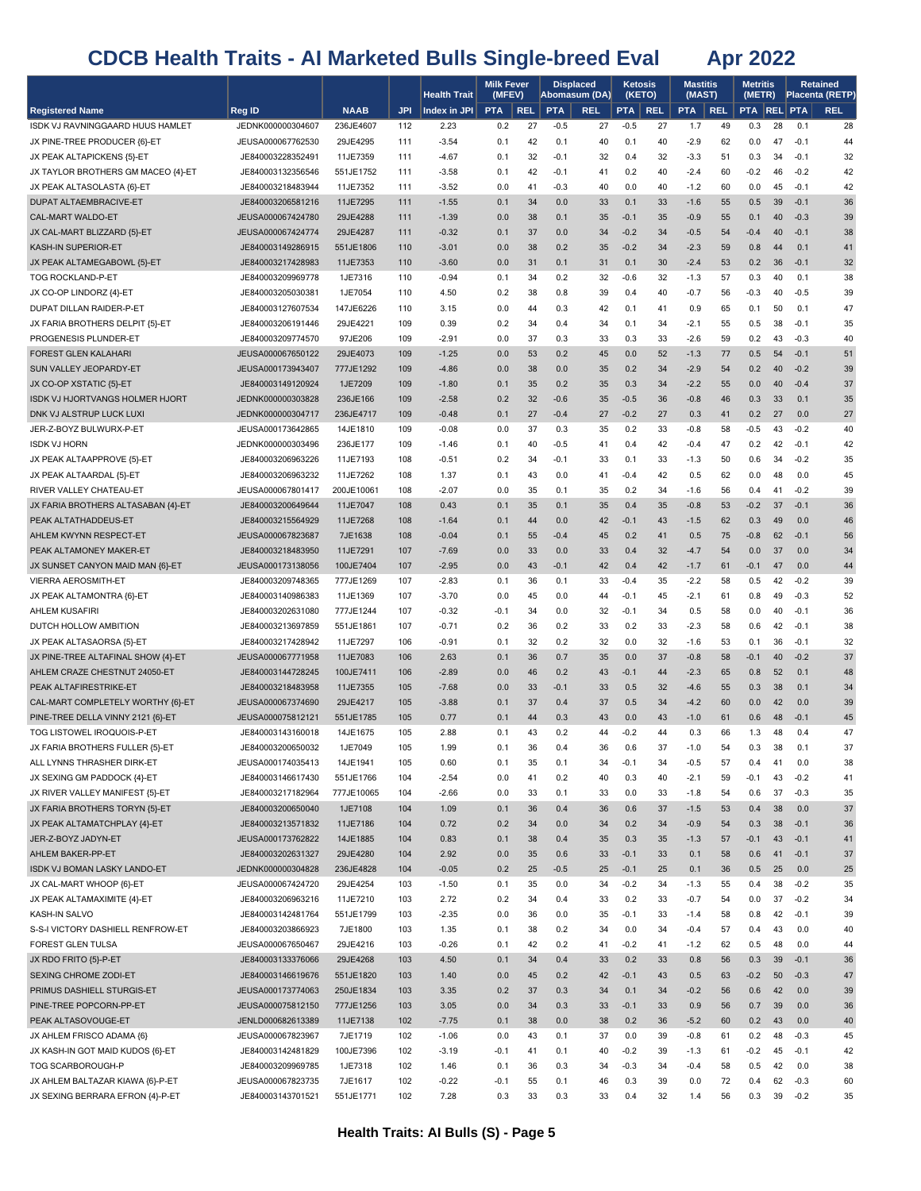# CDCB Health Traits - AI Marketed Bulls Single-breed Eval

## Apr 2022

| Registered Name | Reg ID | NAAB | JPI | Health Trait Index in JPI | Milk Fever (MFEV) | | Displaced Abomasum (DA) | | Ketosis (KETO) | | Mastitis (MAST) | | Metritis (METR) | | Retained Placenta (RETP) | |
|---|---|---|---|---|---|---|---|---|---|---|---|---|---|---|---|---|
| | | | | | PTA | REL | PTA | REL | PTA | REL | PTA | REL | PTA | REL | PTA | REL |
| ISDK VJ RAVNINGGAARD HUUS HAMLET | JEDNK000000304607 | 236JE4607 | 112 | 2.23 | 0.2 | 27 | -0.5 | 27 | -0.5 | 27 | 1.7 | 49 | 0.3 | 28 | 0.1 | 28 |
| JX PINE-TREE PRODUCER {6}-ET | JEUSA000067762530 | 29JE4295 | 111 | -3.54 | 0.1 | 42 | 0.1 | 40 | 0.1 | 40 | -2.9 | 62 | 0.0 | 47 | -0.1 | 44 |
| JX PEAK ALTAPICKENS {5}-ET | JE840003228352491 | 11JE7359 | 111 | -4.67 | 0.1 | 32 | -0.1 | 32 | 0.4 | 32 | -3.3 | 51 | 0.3 | 34 | -0.1 | 32 |
| JX TAYLOR BROTHERS GM MACEO {4}-ET | JE840003132356546 | 551JE1752 | 111 | -3.58 | 0.1 | 42 | -0.1 | 41 | 0.2 | 40 | -2.4 | 60 | -0.2 | 46 | -0.2 | 42 |
| JX PEAK ALTASOLASTA {6}-ET | JE840003218483944 | 11JE7352 | 111 | -3.52 | 0.0 | 41 | -0.3 | 40 | 0.0 | 40 | -1.2 | 60 | 0.0 | 45 | -0.1 | 42 |
| DUPAT ALTAEMBRACIVE-ET | JE840003206581216 | 11JE7295 | 111 | -1.55 | 0.1 | 34 | 0.0 | 33 | 0.1 | 33 | -1.6 | 55 | 0.5 | 39 | -0.1 | 36 |
| CAL-MART WALDO-ET | JEUSA000067424780 | 29JE4288 | 111 | -1.39 | 0.0 | 38 | 0.1 | 35 | -0.1 | 35 | -0.9 | 55 | 0.1 | 40 | -0.3 | 39 |
| JX CAL-MART BLIZZARD {5}-ET | JEUSA000067424774 | 29JE4287 | 111 | -0.32 | 0.1 | 37 | 0.0 | 34 | -0.2 | 34 | -0.5 | 54 | -0.4 | 40 | -0.1 | 38 |
| KASH-IN SUPERIOR-ET | JE840003149286915 | 551JE1806 | 110 | -3.01 | 0.0 | 38 | 0.2 | 35 | -0.2 | 34 | -2.3 | 59 | 0.8 | 44 | 0.1 | 41 |
| JX PEAK ALTAMEGABOWL {5}-ET | JE840003217428983 | 11JE7353 | 110 | -3.60 | 0.0 | 31 | 0.1 | 31 | 0.1 | 30 | -2.4 | 53 | 0.2 | 36 | -0.1 | 32 |
| TOG ROCKLAND-P-ET | JE840003209969778 | 1JE7316 | 110 | -0.94 | 0.1 | 34 | 0.2 | 32 | -0.6 | 32 | -1.3 | 57 | 0.3 | 40 | 0.1 | 38 |
| JX CO-OP LINDORZ {4}-ET | JE840003205030381 | 1JE7054 | 110 | 4.50 | 0.2 | 38 | 0.8 | 39 | 0.4 | 40 | -0.7 | 56 | -0.3 | 40 | -0.5 | 39 |
| DUPAT DILLAN RAIDER-P-ET | JE840003127607534 | 147JE6226 | 110 | 3.15 | 0.0 | 44 | 0.3 | 42 | 0.1 | 41 | 0.9 | 65 | 0.1 | 50 | 0.1 | 47 |
| JX FARIA BROTHERS DELPIT {5}-ET | JE840003206191446 | 29JE4221 | 109 | 0.39 | 0.2 | 34 | 0.4 | 34 | 0.1 | 34 | -2.1 | 55 | 0.5 | 38 | -0.1 | 35 |
| PROGENESIS PLUNDER-ET | JE840003209774570 | 97JE206 | 109 | -2.91 | 0.0 | 37 | 0.3 | 33 | 0.3 | 33 | -2.6 | 59 | 0.2 | 43 | -0.3 | 40 |
| FOREST GLEN KALAHARI | JEUSA000067650122 | 29JE4073 | 109 | -1.25 | 0.0 | 53 | 0.2 | 45 | 0.0 | 52 | -1.3 | 77 | 0.5 | 54 | -0.1 | 51 |
| SUN VALLEY JEOPARDY-ET | JEUSA000173943407 | 777JE1292 | 109 | -4.86 | 0.0 | 38 | 0.0 | 35 | 0.2 | 34 | -2.9 | 54 | 0.2 | 40 | -0.2 | 39 |
| JX CO-OP XTATIC {5}-ET | JE840003149120924 | 1JE7209 | 109 | -1.80 | 0.1 | 35 | 0.2 | 35 | 0.3 | 34 | -2.2 | 55 | 0.0 | 40 | -0.4 | 37 |
| ISDK VJ HJORTVANGS HOLMER HJORT | JEDNK000000303828 | 236JE166 | 109 | -2.58 | 0.2 | 32 | -0.6 | 35 | -0.5 | 36 | -0.8 | 46 | 0.3 | 33 | 0.1 | 35 |
| DNK VJ ALSTRUP LUCK LUXI | JEDNK000000304717 | 236JE4717 | 109 | -0.48 | 0.1 | 27 | -0.4 | 27 | -0.2 | 27 | 0.3 | 41 | 0.2 | 27 | 0.0 | 27 |
| JER-Z-BOYZ BULWURX-P-ET | JEUSA000173642865 | 14JE1810 | 109 | -0.08 | 0.0 | 37 | 0.3 | 35 | 0.2 | 33 | -0.8 | 58 | -0.5 | 43 | -0.2 | 40 |
| ISDK VJ HORN | JEDNK000000303496 | 236JE177 | 109 | -1.46 | 0.1 | 40 | -0.5 | 41 | 0.4 | 42 | -0.4 | 47 | 0.2 | 42 | -0.1 | 42 |
| JX PEAK ALTAAPPROVE {5}-ET | JE840003206963226 | 11JE7193 | 108 | -0.51 | 0.2 | 34 | -0.1 | 33 | 0.1 | 33 | -1.3 | 50 | 0.6 | 34 | -0.2 | 35 |
| JX PEAK ALTAARDAL {5}-ET | JE840003206963232 | 11JE7262 | 108 | 1.37 | 0.1 | 43 | 0.0 | 41 | -0.4 | 42 | 0.5 | 62 | 0.0 | 48 | 0.0 | 45 |
| RIVER VALLEY CHATEAU-ET | JEUSA000067801417 | 200JE10061 | 108 | -2.07 | 0.0 | 35 | 0.1 | 35 | 0.2 | 34 | -1.6 | 56 | 0.4 | 41 | -0.2 | 39 |
| JX FARIA BROTHERS ALTASABAN {4}-ET | JE840003200649644 | 11JE7047 | 108 | 0.43 | 0.1 | 35 | 0.1 | 35 | 0.4 | 35 | -0.8 | 53 | -0.2 | 37 | -0.1 | 36 |
| PEAK ALTATHADDEUS-ET | JE840003215564929 | 11JE7268 | 108 | -1.64 | 0.1 | 44 | 0.0 | 42 | -0.1 | 43 | -1.5 | 62 | 0.3 | 49 | 0.0 | 46 |
| AHLEM KWYNN RESPECT-ET | JEUSA000067823687 | 7JE1638 | 108 | -0.04 | 0.1 | 55 | -0.4 | 45 | 0.2 | 41 | 0.5 | 75 | -0.8 | 62 | -0.1 | 56 |
| PEAK ALTAMONEY MAKER-ET | JE840003218483950 | 11JE7291 | 107 | -7.69 | 0.0 | 33 | 0.0 | 33 | 0.4 | 32 | -4.7 | 54 | 0.0 | 37 | 0.0 | 34 |
| JX SUNSET CANYON MAID MAN {6}-ET | JEUSA000173138056 | 100JE7404 | 107 | -2.95 | 0.0 | 43 | -0.1 | 42 | 0.4 | 42 | -1.7 | 61 | -0.1 | 47 | 0.0 | 44 |
| VIERRA AEROSMITH-ET | JE840003209748365 | 777JE1269 | 107 | -2.83 | 0.1 | 36 | 0.1 | 33 | -0.4 | 35 | -2.2 | 58 | 0.5 | 42 | -0.2 | 39 |
| JX PEAK ALTAMONTRA {6}-ET | JE840003140986383 | 11JE1369 | 107 | -3.70 | 0.0 | 45 | 0.0 | 44 | -0.1 | 45 | -2.1 | 61 | 0.8 | 49 | -0.3 | 52 |
| AHLEM KUSAFIRI | JE840003202631080 | 777JE1244 | 107 | -0.32 | -0.1 | 34 | 0.0 | 32 | -0.1 | 34 | 0.5 | 58 | 0.0 | 40 | -0.1 | 36 |
| DUTCH HOLLOW AMBITION | JE840003213697859 | 551JE1861 | 107 | -0.71 | 0.2 | 36 | 0.2 | 33 | 0.2 | 33 | -2.3 | 58 | 0.6 | 42 | -0.1 | 38 |
| JX PEAK ALTASAORSA {5}-ET | JE840003217428942 | 11JE7297 | 106 | -0.91 | 0.1 | 32 | 0.2 | 32 | 0.0 | 32 | -1.6 | 53 | 0.1 | 36 | -0.1 | 32 |
| JX PINE-TREE ALTAFINAL SHOW {4}-ET | JEUSA000067771958 | 11JE7083 | 106 | 2.63 | 0.1 | 36 | 0.7 | 35 | 0.0 | 37 | -0.8 | 58 | -0.1 | 40 | -0.2 | 37 |
| AHLEM CRAZE CHESTNUT 24050-ET | JE840003144728245 | 100JE7411 | 106 | -2.89 | 0.0 | 46 | 0.2 | 43 | -0.1 | 44 | -2.3 | 65 | 0.8 | 52 | 0.1 | 48 |
| PEAK ALTAFIRESTRIKE-ET | JE840003218483958 | 11JE7355 | 105 | -7.68 | 0.0 | 33 | -0.1 | 33 | 0.5 | 32 | -4.6 | 55 | 0.3 | 38 | 0.1 | 34 |
| CAL-MART COMPLETELY WORTHY {6}-ET | JEUSA000067374690 | 29JE4217 | 105 | -3.88 | 0.1 | 37 | 0.4 | 37 | 0.5 | 34 | -4.2 | 60 | 0.0 | 42 | 0.0 | 39 |
| PINE-TREE DELLA VINNY 2121 {6}-ET | JEUSA000075812121 | 551JE1785 | 105 | 0.77 | 0.1 | 44 | 0.3 | 43 | 0.0 | 43 | -1.0 | 61 | 0.6 | 48 | -0.1 | 45 |
| TOG LISTOWEL IROQUOIS-P-ET | JE840003143160018 | 14JE1675 | 105 | 2.88 | 0.1 | 43 | 0.2 | 44 | -0.2 | 44 | 0.3 | 66 | 1.3 | 48 | 0.4 | 47 |
| JX FARIA BROTHERS FULLER {5}-ET | JE840003200650032 | 1JE7049 | 105 | 1.99 | 0.1 | 36 | 0.4 | 36 | 0.6 | 37 | -1.0 | 54 | 0.3 | 38 | 0.1 | 37 |
| ALL LYNNS THRASHER DIRK-ET | JEUSA000174035413 | 14JE1941 | 105 | 0.60 | 0.1 | 35 | 0.1 | 34 | -0.1 | 34 | -0.5 | 57 | 0.4 | 41 | 0.0 | 38 |
| JX SEXING GM PADDOCK {4}-ET | JE840003146617430 | 551JE1766 | 104 | -2.54 | 0.0 | 41 | 0.2 | 40 | 0.3 | 40 | -2.1 | 59 | -0.1 | 43 | -0.2 | 41 |
| JX RIVER VALLEY MANIFEST {5}-ET | JE840003217182964 | 777JE10065 | 104 | -2.66 | 0.0 | 33 | 0.1 | 33 | 0.0 | 33 | -1.8 | 54 | 0.6 | 37 | -0.3 | 35 |
| JX FARIA BROTHERS TORYN {5}-ET | JE840003200650040 | 1JE7108 | 104 | 1.09 | 0.1 | 36 | 0.4 | 36 | 0.6 | 37 | -1.5 | 53 | 0.4 | 38 | 0.0 | 37 |
| JX PEAK ALTAMATCHPLAY {4}-ET | JE840003213571832 | 11JE7186 | 104 | 0.72 | 0.2 | 34 | 0.0 | 34 | 0.2 | 34 | -0.9 | 54 | 0.3 | 38 | -0.1 | 36 |
| JER-Z-BOYZ JADYN-ET | JEUSA000173762822 | 14JE1885 | 104 | 0.83 | 0.1 | 38 | 0.4 | 35 | 0.3 | 35 | -1.3 | 57 | -0.1 | 43 | -0.1 | 41 |
| AHLEM BAKER-PP-ET | JE840003202631327 | 29JE4280 | 104 | 2.92 | 0.0 | 35 | 0.6 | 33 | -0.1 | 33 | 0.1 | 58 | 0.6 | 41 | -0.1 | 37 |
| ISDK VJ BOMAN LASKY LANDO-ET | JEDNK000000304828 | 236JE4828 | 104 | -0.05 | 0.2 | 25 | -0.5 | 25 | -0.1 | 25 | 0.1 | 36 | 0.5 | 25 | 0.0 | 25 |
| JX CAL-MART WHOOP {6}-ET | JEUSA000067424720 | 29JE4254 | 103 | -1.50 | 0.1 | 35 | 0.0 | 34 | -0.2 | 34 | -1.3 | 55 | 0.4 | 38 | -0.2 | 35 |
| JX PEAK ALTAMAXIMITE {4}-ET | JE840003206963216 | 11JE7210 | 103 | 2.72 | 0.2 | 34 | 0.4 | 33 | 0.2 | 33 | -0.7 | 54 | 0.0 | 37 | -0.2 | 34 |
| KASH-IN SALVO | JE840003142481764 | 551JE1799 | 103 | -2.35 | 0.0 | 36 | 0.0 | 35 | -0.1 | 33 | -1.4 | 58 | 0.8 | 42 | -0.1 | 39 |
| S-S-I VICTORY DASHIELL RENFROW-ET | JE840003203866923 | 7JE1800 | 103 | 1.35 | 0.1 | 38 | 0.2 | 34 | 0.0 | 34 | -0.4 | 57 | 0.4 | 43 | 0.0 | 40 |
| FOREST GLEN TULSA | JEUSA000067650467 | 29JE4216 | 103 | -0.26 | 0.1 | 42 | 0.2 | 41 | -0.2 | 41 | -1.2 | 62 | 0.5 | 48 | 0.0 | 44 |
| JX RDO FRITO {5}-P-ET | JE840003133376066 | 29JE4268 | 103 | 4.50 | 0.1 | 34 | 0.4 | 33 | 0.2 | 33 | 0.8 | 56 | 0.3 | 39 | -0.1 | 36 |
| SEXING CHROME ZODI-ET | JE840003146619676 | 551JE1820 | 103 | 1.40 | 0.0 | 45 | 0.2 | 42 | -0.1 | 43 | 0.5 | 63 | -0.2 | 50 | -0.3 | 47 |
| PRIMUS DASHIELL STURGIS-ET | JEUSA000173774063 | 250JE1834 | 103 | 3.35 | 0.2 | 37 | 0.3 | 34 | 0.1 | 34 | -0.2 | 56 | 0.6 | 42 | 0.0 | 39 |
| PINE-TREE POPCORN-PP-ET | JEUSA000075812150 | 777JE1256 | 103 | 3.05 | 0.0 | 34 | 0.3 | 33 | -0.1 | 33 | 0.9 | 56 | 0.7 | 39 | 0.0 | 36 |
| PEAK ALTASOVOUGE-ET | JENLD000682613389 | 11JE7138 | 102 | -7.75 | 0.1 | 38 | 0.0 | 38 | 0.2 | 36 | -5.2 | 60 | 0.2 | 43 | 0.0 | 40 |
| JX AHLEM FRISCO ADAMA {6} | JEUSA000067823967 | 7JE1719 | 102 | -1.06 | 0.0 | 43 | 0.1 | 37 | 0.0 | 39 | -0.8 | 61 | 0.2 | 48 | -0.3 | 45 |
| JX KASH-IN GOT MAID KUDOS {6}-ET | JE840003142481829 | 100JE7396 | 102 | -3.19 | -0.1 | 41 | 0.1 | 40 | -0.2 | 39 | -1.3 | 61 | -0.2 | 45 | -0.1 | 42 |
| TOG SCARBOROUGH-P | JE840003209969785 | 1JE7318 | 102 | 1.46 | 0.1 | 36 | 0.3 | 34 | -0.3 | 34 | -0.4 | 58 | 0.5 | 42 | 0.0 | 38 |
| JX AHLEM BALTAZAR KIAWA {6}-P-ET | JEUSA000067823735 | 7JE1617 | 102 | -0.22 | -0.1 | 55 | 0.1 | 46 | 0.3 | 39 | 0.0 | 72 | 0.4 | 62 | -0.3 | 60 |
| JX SEXING BERRARA EFRON {4}-P-ET | JE840003143701521 | 551JE1771 | 102 | 7.28 | 0.3 | 33 | 0.3 | 33 | 0.4 | 32 | 1.4 | 56 | 0.3 | 39 | -0.2 | 35 |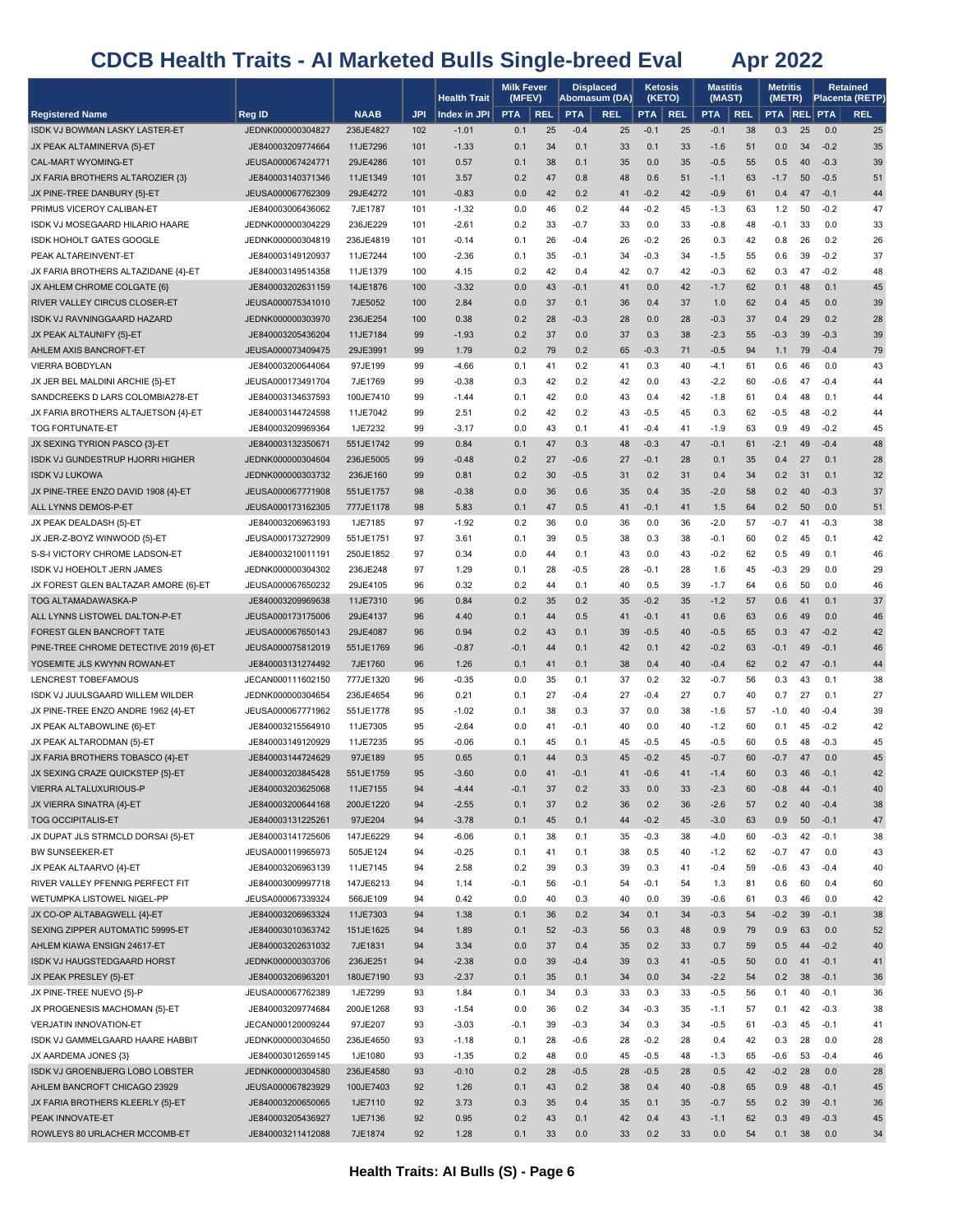# CDCB Health Traits - AI Marketed Bulls Single-breed Eval Apr 2022

| Registered Name | Reg ID | NAAB | JPI | Health Trait | Milk Fever (MFEV) | | Displaced Abomasum (DA) | | Ketosis (KETO) | | Mastitis (MAST) | | Metritis (METR) | | Retained Placenta (RETP) | |
|---|---|---|---|---|---|---|---|---|---|---|---|---|---|---|---|---|
| | | | | Index in JPI | PTA | REL | PTA | REL | PTA | REL | PTA | REL | PTA | REL | PTA | REL |
| ISDK VJ BOWMAN LASKY LASTER-ET | JEDNK000000304827 | 236JE4827 | 102 | -1.01 | 0.1 | 25 | -0.4 | 25 | -0.1 | 25 | -0.1 | 38 | 0.3 | 25 | 0.0 | 25 |
| JX PEAK ALTAMINERVA {5}-ET | JE840003209774664 | 11JE7296 | 101 | -1.33 | 0.1 | 34 | 0.1 | 33 | 0.1 | 33 | -1.6 | 51 | 0.0 | 34 | -0.2 | 35 |
| CAL-MART WYOMING-ET | JEUSA000067424771 | 29JE4286 | 101 | 0.57 | 0.1 | 38 | 0.1 | 35 | 0.0 | 35 | -0.5 | 55 | 0.5 | 40 | -0.3 | 39 |
| JX FARIA BROTHERS ALTAROZIER {3} | JE840003140371346 | 11JE1349 | 101 | 3.57 | 0.2 | 47 | 0.8 | 48 | 0.6 | 51 | -1.1 | 63 | -1.7 | 50 | -0.5 | 51 |
| JX PINE-TREE DANBURY {5}-ET | JEUSA000067762309 | 29JE4272 | 101 | -0.83 | 0.0 | 42 | 0.2 | 41 | -0.2 | 42 | -0.9 | 61 | 0.4 | 47 | -0.1 | 44 |
| PRIMUS VICEROY CALIBAN-ET | JE840003006436062 | 7JE1787 | 101 | -1.32 | 0.0 | 46 | 0.2 | 44 | -0.2 | 45 | -1.3 | 63 | 1.2 | 50 | -0.2 | 47 |
| ISDK VJ MOSEGAARD HILARIO HAARE | JEDNK000000304229 | 236JE229 | 101 | -2.61 | 0.2 | 33 | -0.7 | 33 | 0.0 | 33 | -0.8 | 48 | -0.1 | 33 | 0.0 | 33 |
| ISDK HOHOLT GATES GOOGLE | JEDNK000000304819 | 236JE4819 | 101 | -0.14 | 0.1 | 26 | -0.4 | 26 | -0.2 | 26 | 0.3 | 42 | 0.8 | 26 | 0.2 | 26 |
| PEAK ALTAREINVENT-ET | JE840003149120937 | 11JE7244 | 100 | -2.36 | 0.1 | 35 | -0.1 | 34 | -0.3 | 34 | -1.5 | 55 | 0.6 | 39 | -0.2 | 37 |
| JX FARIA BROTHERS ALTAZIDANE {4}-ET | JE840003149514358 | 11JE1379 | 100 | 4.15 | 0.2 | 42 | 0.4 | 42 | 0.7 | 42 | -0.3 | 62 | 0.3 | 47 | -0.2 | 48 |
| JX AHLEM CHROME COLGATE {6} | JE840003202631159 | 14JE1876 | 100 | -3.32 | 0.0 | 43 | -0.1 | 41 | 0.0 | 42 | -1.7 | 62 | 0.1 | 48 | 0.1 | 45 |
| RIVER VALLEY CIRCUS CLOSER-ET | JEUSA000075341010 | 7JE5052 | 100 | 2.84 | 0.0 | 37 | 0.1 | 36 | 0.4 | 37 | 1.0 | 62 | 0.4 | 45 | 0.0 | 39 |
| ISDK VJ RAVNINGGAARD HAZARD | JEDNK000000303970 | 236JE254 | 100 | 0.38 | 0.2 | 28 | -0.3 | 28 | 0.0 | 28 | -0.3 | 37 | 0.4 | 29 | 0.2 | 28 |
| JX PEAK ALTAUNIFY {5}-ET | JE840003205436204 | 11JE7184 | 99 | -1.93 | 0.2 | 37 | 0.0 | 37 | 0.3 | 38 | -2.3 | 55 | -0.3 | 39 | -0.3 | 39 |
| AHLEM AXIS BANCROFT-ET | JEUSA000073409475 | 29JE3991 | 99 | 1.79 | 0.2 | 79 | 0.2 | 65 | -0.3 | 71 | -0.5 | 94 | 1.1 | 79 | -0.4 | 79 |
| VIERRA BOBDYLAN | JE840003200644064 | 97JE199 | 99 | -4.66 | 0.1 | 41 | 0.2 | 41 | 0.3 | 40 | -4.1 | 61 | 0.6 | 46 | 0.0 | 43 |
| JX JER BEL MALDINI ARCHIE {5}-ET | JEUSA000173491704 | 7JE1769 | 99 | -0.38 | 0.3 | 42 | 0.2 | 42 | 0.0 | 43 | -2.2 | 60 | -0.6 | 47 | -0.4 | 44 |
| SANDCREEKS D LARS COLOMBIA278-ET | JE840003134637593 | 100JE7410 | 99 | -1.44 | 0.1 | 42 | 0.0 | 43 | 0.4 | 42 | -1.8 | 61 | 0.4 | 48 | 0.1 | 44 |
| JX FARIA BROTHERS ALTAJETSON {4}-ET | JE840003144724598 | 11JE7042 | 99 | 2.51 | 0.2 | 42 | 0.2 | 43 | -0.5 | 45 | 0.3 | 62 | -0.5 | 48 | -0.2 | 44 |
| TOG FORTUNATE-ET | JE840003209969364 | 1JE7232 | 99 | -3.17 | 0.0 | 43 | 0.1 | 41 | -0.4 | 41 | -1.9 | 63 | 0.9 | 49 | -0.2 | 45 |
| JX SEXING TYRION PASCO {3}-ET | JE840003132350671 | 551JE1742 | 99 | 0.84 | 0.1 | 47 | 0.3 | 48 | -0.3 | 47 | -0.1 | 61 | -2.1 | 49 | -0.4 | 48 |
| ISDK VJ GUNDESTRUP HJORRI HIGHER | JEDNK000000304604 | 236JE5005 | 99 | -0.48 | 0.2 | 27 | -0.6 | 27 | -0.1 | 28 | 0.1 | 35 | 0.4 | 27 | 0.1 | 28 |
| ISDK VJ LUKOWA | JEDNK000000303732 | 236JE160 | 99 | 0.81 | 0.2 | 30 | -0.5 | 31 | 0.2 | 31 | 0.4 | 34 | 0.2 | 31 | 0.1 | 32 |
| JX PINE-TREE ENZO DAVID 1908 {4}-ET | JEUSA000067771908 | 551JE1757 | 98 | -0.38 | 0.0 | 36 | 0.6 | 35 | 0.4 | 35 | -2.0 | 58 | 0.2 | 40 | -0.3 | 37 |
| ALL LYNNS DEMOS-P-ET | JEUSA000173162305 | 777JE1178 | 98 | 5.83 | 0.1 | 47 | 0.5 | 41 | -0.1 | 41 | 1.5 | 64 | 0.2 | 50 | 0.0 | 51 |
| JX PEAK DEALDASH {5}-ET | JE840003206963193 | 1JE7185 | 97 | -1.92 | 0.2 | 36 | 0.0 | 36 | 0.0 | 36 | -2.0 | 57 | -0.7 | 41 | -0.3 | 38 |
| JX JER-Z-BOYZ WINWOOD {5}-ET | JEUSA000173272909 | 551JE1751 | 97 | 3.61 | 0.1 | 39 | 0.5 | 38 | 0.3 | 38 | -0.1 | 60 | 0.2 | 45 | 0.1 | 42 |
| S-S-I VICTORY CHROME LADSON-ET | JE840003210011191 | 250JE1852 | 97 | 0.34 | 0.0 | 44 | 0.1 | 43 | 0.0 | 43 | -0.2 | 62 | 0.5 | 49 | 0.1 | 46 |
| ISDK VJ HOEHOLT JERN JAMES | JEDNK000000304302 | 236JE248 | 97 | 1.29 | 0.1 | 28 | -0.5 | 28 | -0.1 | 28 | 1.6 | 45 | -0.3 | 29 | 0.0 | 29 |
| JX FOREST GLEN BALTAZAR AMORE {6}-ET | JEUSA000067650232 | 29JE4105 | 96 | 0.32 | 0.2 | 44 | 0.1 | 40 | 0.5 | 39 | -1.7 | 64 | 0.6 | 50 | 0.0 | 46 |
| TOG ALTAMADAWASKA-P | JE840003209969638 | 11JE7310 | 96 | 0.84 | 0.2 | 35 | 0.2 | 35 | -0.2 | 35 | -1.2 | 57 | 0.6 | 41 | 0.1 | 37 |
| ALL LYNNS LISTOWEL DALTON-P-ET | JEUSA000173175006 | 29JE4137 | 96 | 4.40 | 0.1 | 44 | 0.5 | 41 | -0.1 | 41 | 0.6 | 63 | 0.6 | 49 | 0.0 | 46 |
| FOREST GLEN BANCROFT TATE | JEUSA000067650143 | 29JE4087 | 96 | 0.94 | 0.2 | 43 | 0.1 | 39 | -0.5 | 40 | -0.5 | 65 | 0.3 | 47 | -0.2 | 42 |
| PINE-TREE CHROME DETECTIVE 2019 {6}-ET | JEUSA000075812019 | 551JE1769 | 96 | -0.87 | -0.1 | 44 | 0.1 | 42 | 0.1 | 42 | -0.2 | 63 | -0.1 | 49 | -0.1 | 46 |
| YOSEMITE JLS KWYNN ROWAN-ET | JE840003131274492 | 7JE1760 | 96 | 1.26 | 0.1 | 41 | 0.1 | 38 | 0.4 | 40 | -0.4 | 62 | 0.2 | 47 | -0.1 | 44 |
| LENCREST TOBEFAMOUS | JECAN000111602150 | 777JE1320 | 96 | -0.35 | 0.0 | 35 | 0.1 | 37 | 0.2 | 32 | -0.7 | 56 | 0.3 | 43 | 0.1 | 38 |
| ISDK VJ JUULSGAARD WILLEM WILDER | JEDNK000000304654 | 236JE4654 | 96 | 0.21 | 0.1 | 27 | -0.4 | 27 | -0.4 | 27 | 0.7 | 40 | 0.7 | 27 | 0.1 | 27 |
| JX PINE-TREE ENZO ANDRE 1962 {4}-ET | JEUSA000067771962 | 551JE1778 | 95 | -1.02 | 0.1 | 38 | 0.3 | 37 | 0.0 | 38 | -1.6 | 57 | -1.0 | 40 | -0.4 | 39 |
| JX PEAK ALTABOWLINE {6}-ET | JE840003215564910 | 11JE7305 | 95 | -2.64 | 0.0 | 41 | -0.1 | 40 | 0.0 | 40 | -1.2 | 60 | 0.1 | 45 | -0.2 | 42 |
| JX PEAK ALTARODMAN {5}-ET | JE840003149120929 | 11JE7235 | 95 | -0.06 | 0.1 | 45 | 0.1 | 45 | -0.5 | 45 | -0.5 | 60 | 0.5 | 48 | -0.3 | 45 |
| JX FARIA BROTHERS TOBASCO {4}-ET | JE840003144724629 | 97JE189 | 95 | 0.65 | 0.1 | 44 | 0.3 | 45 | -0.2 | 45 | -0.7 | 60 | -0.7 | 47 | 0.0 | 45 |
| JX SEXING CRAZE QUICKSTEP {5}-ET | JE840003203845428 | 551JE1759 | 95 | -3.60 | 0.0 | 41 | -0.1 | 41 | -0.6 | 41 | -1.4 | 60 | 0.3 | 46 | -0.1 | 42 |
| VIERRA ALTALUXURIOUS-P | JE840003203625068 | 11JE7155 | 94 | -4.44 | -0.1 | 37 | 0.2 | 33 | 0.0 | 33 | -2.3 | 60 | -0.8 | 44 | -0.1 | 40 |
| JX VIERRA SINATRA {4}-ET | JE840003200644168 | 200JE1220 | 94 | -2.55 | 0.1 | 37 | 0.2 | 36 | 0.2 | 36 | -2.6 | 57 | 0.2 | 40 | -0.4 | 38 |
| TOG OCCIPITALIS-ET | JE840003131225261 | 97JE204 | 94 | -3.78 | 0.1 | 45 | 0.1 | 44 | -0.2 | 45 | -3.0 | 63 | 0.9 | 50 | -0.1 | 47 |
| JX DUPAT JLS STRMCLD DORSAI {5}-ET | JE840003141725606 | 147JE6229 | 94 | -6.06 | 0.1 | 38 | 0.1 | 35 | -0.3 | 38 | -4.0 | 60 | -0.3 | 42 | -0.1 | 38 |
| BW SUNSEEKER-ET | JEUSA000119965973 | 505JE124 | 94 | -0.25 | 0.1 | 41 | 0.1 | 38 | 0.5 | 40 | -1.2 | 62 | -0.7 | 47 | 0.0 | 43 |
| JX PEAK ALTAARVO {4}-ET | JE840003206963139 | 11JE7145 | 94 | 2.58 | 0.2 | 39 | 0.3 | 39 | 0.3 | 41 | -0.4 | 59 | -0.6 | 43 | -0.4 | 40 |
| RIVER VALLEY PFENNIG PERFECT FIT | JE840003009997718 | 147JE6213 | 94 | 1.14 | -0.1 | 56 | -0.1 | 54 | -0.1 | 54 | 1.3 | 81 | 0.6 | 60 | 0.4 | 60 |
| WETUMPKA LISTOWEL NIGEL-PP | JEUSA000067339324 | 566JE109 | 94 | 0.42 | 0.0 | 40 | 0.3 | 40 | 0.0 | 39 | -0.6 | 61 | 0.3 | 46 | 0.0 | 42 |
| JX CO-OP ALTABAGWELL {4}-ET | JE840003206963324 | 11JE7303 | 94 | 1.38 | 0.1 | 36 | 0.2 | 34 | 0.1 | 34 | -0.3 | 54 | -0.2 | 39 | -0.1 | 38 |
| SEXING ZIPPER AUTOMATIC 59995-ET | JE840003010363742 | 151JE1625 | 94 | 1.89 | 0.1 | 52 | -0.3 | 56 | 0.3 | 48 | 0.9 | 79 | 0.9 | 63 | 0.0 | 52 |
| AHLEM KIAWA ENSIGN 24617-ET | JE840003202631032 | 7JE1831 | 94 | 3.34 | 0.0 | 37 | 0.4 | 35 | 0.2 | 33 | 0.7 | 59 | 0.5 | 44 | -0.2 | 40 |
| ISDK VJ HAUGSTEDGAARD HORST | JEDNK000000303706 | 236JE251 | 94 | -2.38 | 0.0 | 39 | -0.4 | 39 | 0.3 | 41 | -0.5 | 50 | 0.0 | 41 | -0.1 | 41 |
| JX PEAK PRESLEY {5}-ET | JE840003206963201 | 180JE7190 | 93 | -2.37 | 0.1 | 35 | 0.1 | 34 | 0.0 | 34 | -2.2 | 54 | 0.2 | 38 | -0.1 | 36 |
| JX PINE-TREE NUEVO {5}-P | JEUSA000067762389 | 1JE7299 | 93 | 1.84 | 0.1 | 34 | 0.3 | 33 | 0.3 | 33 | -0.5 | 56 | 0.1 | 40 | -0.1 | 36 |
| JX PROGENESIS MACHOMAN {5}-ET | JE840003209774684 | 200JE1268 | 93 | -1.54 | 0.0 | 36 | 0.2 | 34 | -0.3 | 35 | -1.1 | 57 | 0.1 | 42 | -0.3 | 38 |
| VERJATIN INNOVATION-ET | JECAN000120009244 | 97JE207 | 93 | -3.03 | -0.1 | 39 | -0.3 | 34 | 0.3 | 34 | -0.5 | 61 | -0.3 | 45 | -0.1 | 41 |
| ISDK VJ GAMMELGAARD HAARE HABBIT | JEDNK000000304650 | 236JE4650 | 93 | -1.18 | 0.1 | 28 | -0.6 | 28 | -0.2 | 28 | 0.4 | 42 | 0.3 | 28 | 0.0 | 28 |
| JX AARDEMA JONES {3} | JE840003012659145 | 1JE1080 | 93 | -1.35 | 0.2 | 48 | 0.0 | 45 | -0.5 | 48 | -1.3 | 65 | -0.6 | 53 | -0.4 | 46 |
| ISDK VJ GROENBJERG LOBO LOBSTER | JEDNK000000304580 | 236JE4580 | 93 | -0.10 | 0.2 | 28 | -0.5 | 28 | -0.5 | 28 | 0.5 | 42 | -0.2 | 28 | 0.0 | 28 |
| AHLEM BANCROFT CHICAGO 23929 | JEUSA000067823929 | 100JE7403 | 92 | 1.26 | 0.1 | 43 | 0.2 | 38 | 0.4 | 40 | -0.8 | 65 | 0.9 | 48 | -0.1 | 45 |
| JX FARIA BROTHERS KLEERLY {5}-ET | JE840003200650065 | 1JE7110 | 92 | 3.73 | 0.3 | 35 | 0.4 | 35 | 0.1 | 35 | -0.7 | 55 | 0.2 | 39 | -0.1 | 36 |
| PEAK INNOVATE-ET | JE840003205436927 | 1JE7136 | 92 | 0.95 | 0.2 | 43 | 0.1 | 42 | 0.4 | 43 | -1.1 | 62 | 0.3 | 49 | -0.3 | 45 |
| ROWLEYS 80 URLACHER MCCOMB-ET | JE840003211412088 | 7JE1874 | 92 | 1.28 | 0.1 | 33 | 0.0 | 33 | 0.2 | 33 | 0.0 | 54 | 0.1 | 38 | 0.0 | 34 |

**Health Traits: AI Bulls (S) - Page 6**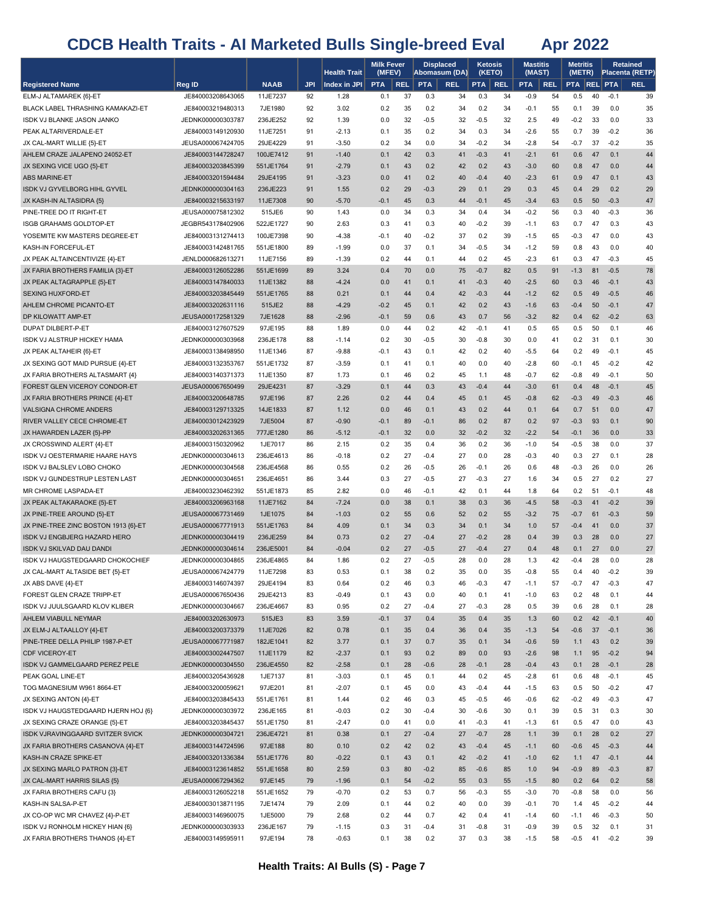# CDCB Health Traits - AI Marketed Bulls Single-breed Eval Apr 2022

| | | | | Health Trait | Milk Fever (MFEV) | | Displaced Abomasum (DA) | | Ketosis (KETO) | | Mastitis (MAST) | | Metritis (METR) | | Retained Placenta (RETP) | |
|---|---|---|---|---|---|---|---|---|---|---|---|---|---|---|---|---|
| Registered Name | Reg ID | NAAB | JPI | Index in JPI | PTA | REL | PTA | REL | PTA | REL | PTA | REL | PTA | REL | PTA | REL |
| ELM-J ALTAMAREK {6}-ET | JE840003208643065 | 11JE7237 | 92 | 1.28 | 0.1 | 37 | 0.3 | 34 | 0.3 | 34 | -0.9 | 54 | 0.5 | 40 | -0.1 | 39 |
| BLACK LABEL THRASHING KAMAKAZI-ET | JE840003219480313 | 7JE1980 | 92 | 3.02 | 0.2 | 35 | 0.2 | 34 | 0.2 | 34 | -0.1 | 55 | 0.1 | 39 | 0.0 | 35 |
| ISDK VJ BLANKE JASON JANKO | JEDNK000000303787 | 236JE252 | 92 | 1.39 | 0.0 | 32 | -0.5 | 32 | -0.5 | 32 | 2.5 | 49 | -0.2 | 33 | 0.0 | 33 |
| PEAK ALTARIVERDALE-ET | JE840003149120930 | 11JE7251 | 91 | -2.13 | 0.1 | 35 | 0.2 | 34 | 0.3 | 34 | -2.6 | 55 | 0.7 | 39 | -0.2 | 36 |
| JX CAL-MART WILLIE {5}-ET | JEUSA000067424705 | 29JE4229 | 91 | -3.50 | 0.2 | 34 | 0.0 | 34 | -0.2 | 34 | -2.8 | 54 | -0.7 | 37 | -0.2 | 35 |
| AHLEM CRAZE JALAPENO 24052-ET | JE840003144728247 | 100JE7412 | 91 | -1.40 | 0.1 | 42 | 0.3 | 41 | -0.3 | 41 | -2.1 | 61 | 0.6 | 47 | 0.1 | 44 |
| JX SEXING VICE UGO {5}-ET | JE840003203845399 | 551JE1764 | 91 | -2.79 | 0.1 | 43 | 0.2 | 42 | 0.2 | 43 | -3.0 | 60 | 0.8 | 47 | 0.0 | 44 |
| ABS MARINE-ET | JE840003201594484 | 29JE4195 | 91 | -3.23 | 0.0 | 41 | 0.2 | 40 | -0.4 | 40 | -2.3 | 61 | 0.9 | 47 | 0.1 | 43 |
| ISDK VJ GYVELBORG HIHL GYVEL | JEDNK000000304163 | 236JE223 | 91 | 1.55 | 0.2 | 29 | -0.3 | 29 | 0.1 | 29 | 0.3 | 45 | 0.4 | 29 | 0.2 | 29 |
| JX KASH-IN ALTASIDRA {5} | JE840003215633197 | 11JE7308 | 90 | -5.70 | -0.1 | 45 | 0.3 | 44 | -0.1 | 45 | -3.4 | 63 | 0.5 | 50 | -0.3 | 47 |
| PINE-TREE DO IT RIGHT-ET | JEUSA000075812302 | 515JE6 | 90 | 1.43 | 0.0 | 34 | 0.3 | 34 | 0.4 | 34 | -0.2 | 56 | 0.3 | 40 | -0.3 | 36 |
| ISGB GRAHAMS GOLDTOP-ET | JEGBR543178402906 | 522JE1727 | 90 | 2.63 | 0.3 | 41 | 0.3 | 40 | -0.2 | 39 | -1.1 | 63 | 0.7 | 47 | 0.3 | 43 |
| YOSEMITE KW MASTERS DEGREE-ET | JE840003131274413 | 100JE7398 | 90 | -4.38 | -0.1 | 40 | -0.2 | 37 | 0.2 | 39 | -1.5 | 65 | -0.3 | 47 | 0.0 | 43 |
| KASH-IN FORCEFUL-ET | JE840003142481765 | 551JE1800 | 89 | -1.99 | 0.0 | 37 | 0.1 | 34 | -0.5 | 34 | -1.2 | 59 | 0.8 | 43 | 0.0 | 40 |
| JX PEAK ALTAINCENTIVIZE {4}-ET | JENLD000006813271 | 11JE7156 | 89 | -1.39 | 0.2 | 44 | 0.1 | 44 | 0.2 | 45 | -2.3 | 61 | 0.3 | 47 | -0.3 | 45 |
| JX FARIA BROTHERS FAMILIA {3}-ET | JE840003126052286 | 551JE1699 | 89 | 3.24 | 0.4 | 70 | 0.0 | 75 | -0.7 | 82 | 0.5 | 91 | -1.3 | 81 | -0.5 | 78 |
| JX PEAK ALTAGRAPPLE {5}-ET | JE840003147840033 | 11JE1382 | 88 | -4.24 | 0.0 | 41 | 0.1 | 41 | -0.3 | 40 | -2.5 | 60 | 0.3 | 46 | -0.1 | 43 |
| SEXING HUXFORD-ET | JE840003203845449 | 551JE1765 | 88 | 0.21 | 0.1 | 44 | 0.4 | 42 | -0.3 | 44 | -1.2 | 62 | 0.5 | 49 | -0.5 | 46 |
| AHLEM CHROME PICANTO-ET | JE840003202631116 | 515JE2 | 88 | -4.29 | -0.2 | 45 | 0.1 | 42 | 0.2 | 43 | -1.6 | 63 | -0.4 | 50 | -0.1 | 47 |
| DP KILOWATT AMP-ET | JEUSA000172581329 | 7JE1628 | 88 | -2.96 | -0.1 | 59 | 0.6 | 43 | 0.7 | 56 | -3.2 | 82 | 0.4 | 62 | -0.2 | 63 |
| DUPAT DILBERT-P-ET | JE840003127607529 | 97JE195 | 88 | 1.89 | 0.0 | 44 | 0.2 | 42 | -0.1 | 41 | 0.5 | 65 | 0.5 | 50 | 0.1 | 46 |
| ISDK VJ ALSTRUP HICKEY HAMA | JEDNK000000303968 | 236JE178 | 88 | -1.14 | 0.2 | 30 | -0.5 | 30 | -0.8 | 30 | 0.0 | 41 | 0.2 | 31 | 0.1 | 30 |
| JX PEAK ALTAHEIR {6}-ET | JE840003138498950 | 11JE1346 | 87 | -9.88 | -0.1 | 43 | 0.1 | 42 | 0.2 | 40 | -5.5 | 64 | 0.2 | 49 | -0.1 | 45 |
| JX SEXING GOT MAID PURSUE {4}-ET | JE840003132353767 | 551JE1732 | 87 | -3.59 | 0.1 | 41 | 0.1 | 40 | 0.0 | 40 | -2.8 | 60 | -0.1 | 45 | -0.2 | 42 |
| JX FARIA BROTHERS ALTASMART {4} | JE840003140371373 | 11JE1350 | 87 | 1.73 | 0.1 | 46 | 0.2 | 45 | 1.1 | 48 | -0.7 | 62 | -0.8 | 49 | -0.1 | 50 |
| FOREST GLEN VICEROY CONDOR-ET | JEUSA000067650499 | 29JE4231 | 87 | -3.29 | 0.1 | 44 | 0.3 | 43 | -0.4 | 44 | -3.0 | 61 | 0.4 | 48 | -0.1 | 45 |
| JX FARIA BROTHERS PRINCE {4}-ET | JE840003200648785 | 97JE196 | 87 | 2.26 | 0.2 | 44 | 0.4 | 45 | 0.1 | 45 | -0.8 | 62 | -0.3 | 49 | -0.3 | 46 |
| VALSIGNA CHROME ANDERS | JE840003129713325 | 14JE1833 | 87 | 1.12 | 0.0 | 46 | 0.1 | 43 | 0.2 | 44 | 0.1 | 64 | 0.7 | 51 | 0.0 | 47 |
| RIVER VALLEY CECE CHROME-ET | JE840003012423929 | 7JE5004 | 87 | -0.90 | -0.1 | 89 | -0.1 | 86 | 0.2 | 87 | 0.2 | 97 | -0.3 | 93 | 0.1 | 90 |
| JX HAWARDEN LAZER {5}-PP | JE840003202631365 | 777JE1280 | 86 | -5.12 | -0.1 | 32 | 0.0 | 32 | -0.2 | 32 | -2.2 | 54 | -0.1 | 36 | 0.0 | 33 |
| JX CROSSWIND ALERT {4}-ET | JE840003150320962 | 1JE7017 | 86 | 2.15 | 0.2 | 35 | 0.4 | 36 | 0.2 | 36 | -1.0 | 54 | -0.5 | 38 | 0.0 | 37 |
| ISDK VJ OESTERMARIE HAARE HAYS | JEDNK000000304613 | 236JE4613 | 86 | -0.18 | 0.2 | 27 | -0.4 | 27 | 0.0 | 28 | -0.3 | 40 | 0.3 | 27 | 0.1 | 28 |
| ISDK VJ BALSLEV LOBO CHOKO | JEDNK000000304568 | 236JE4568 | 86 | 0.55 | 0.2 | 26 | -0.5 | 26 | -0.1 | 26 | 0.6 | 48 | -0.3 | 26 | 0.0 | 26 |
| ISDK VJ GUNDESTRUP LESTEN LAST | JEDNK000000304651 | 236JE4651 | 86 | 3.44 | 0.3 | 27 | -0.5 | 27 | -0.3 | 27 | 1.6 | 34 | 0.5 | 27 | 0.2 | 27 |
| MR CHROME LASPADA-ET | JE840003230462392 | 551JE1873 | 85 | 2.82 | 0.0 | 46 | -0.1 | 42 | 0.1 | 44 | 1.8 | 64 | 0.2 | 51 | -0.1 | 48 |
| JX PEAK ALTAKARAOKE {5}-ET | JE840003206963168 | 11JE7162 | 84 | -7.24 | 0.0 | 38 | 0.1 | 38 | 0.3 | 36 | -4.5 | 58 | -0.3 | 41 | -0.2 | 39 |
| JX PINE-TREE AROUND {5}-ET | JEUSA000067731469 | 1JE1075 | 84 | -1.03 | 0.2 | 55 | 0.6 | 52 | 0.2 | 55 | -3.2 | 75 | -0.7 | 61 | -0.3 | 59 |
| JX PINE-TREE ZINC BOSTON 1913 {6}-ET | JEUSA000067771913 | 551JE1763 | 84 | 4.09 | 0.1 | 34 | 0.3 | 34 | 0.1 | 34 | 1.0 | 57 | -0.4 | 41 | 0.0 | 37 |
| ISDK VJ ENGBJERG HAZARD HERO | JEDNK000000304419 | 236JE259 | 84 | 0.73 | 0.2 | 27 | -0.4 | 27 | -0.2 | 28 | 0.4 | 39 | 0.3 | 28 | 0.0 | 27 |
| ISDK VJ SKILVAD DAU DANDI | JEDNK000000304614 | 236JE5001 | 84 | -0.04 | 0.2 | 27 | -0.5 | 27 | -0.4 | 27 | 0.4 | 48 | 0.1 | 27 | 0.0 | 27 |
| ISDK VJ HAUGSTEDGAARD CHOKOCHIEF | JEDNK000000304865 | 236JE4865 | 84 | 1.86 | 0.2 | 27 | -0.5 | 28 | 0.0 | 28 | 1.3 | 42 | -0.4 | 28 | 0.0 | 28 |
| JX CAL-MART ALTASIDE BET {5}-ET | JEUSA000067424779 | 11JE7298 | 83 | 0.53 | 0.1 | 38 | 0.2 | 35 | 0.0 | 35 | -0.8 | 55 | 0.4 | 40 | -0.2 | 39 |
| JX ABS DAVE {4}-ET | JE840003146074397 | 29JE4194 | 83 | 0.64 | 0.2 | 46 | 0.3 | 46 | -0.3 | 47 | -1.1 | 57 | -0.7 | 47 | -0.3 | 47 |
| FOREST GLEN CRAZE TRIPP-ET | JEUSA000067650436 | 29JE4213 | 83 | -0.49 | 0.1 | 43 | 0.0 | 40 | 0.1 | 41 | -1.0 | 63 | 0.2 | 48 | 0.1 | 44 |
| ISDK VJ JUULSGAARD KLOV KLIBER | JEDNK000000304667 | 236JE4667 | 83 | 0.95 | 0.2 | 27 | -0.4 | 27 | -0.3 | 28 | 0.5 | 39 | 0.6 | 28 | 0.1 | 28 |
| AHLEM VIABULL NEYMAR | JE840003202630973 | 515JE3 | 83 | 3.59 | -0.1 | 37 | 0.4 | 35 | 0.4 | 35 | 1.3 | 60 | 0.2 | 42 | -0.1 | 40 |
| JX ELM-J ALTAALLOY {4}-ET | JE840003200373379 | 11JE7026 | 82 | 0.78 | 0.1 | 35 | 0.4 | 36 | 0.4 | 35 | -1.3 | 54 | -0.6 | 37 | -0.1 | 36 |
| PINE-TREE DELLA PHILIP 1987-P-ET | JEUSA000067771987 | 182JE1041 | 82 | 3.77 | 0.1 | 37 | 0.7 | 35 | 0.1 | 34 | -0.6 | 59 | 1.1 | 43 | 0.2 | 39 |
| CDF VICEROY-ET | JE840003002447507 | 11JE1179 | 82 | -2.37 | 0.1 | 93 | 0.2 | 89 | 0.0 | 93 | -2.6 | 98 | 1.1 | 95 | -0.2 | 94 |
| ISDK VJ GAMMELGAARD PEREZ PELE | JEDNK000000304550 | 236JE4550 | 82 | -2.58 | 0.1 | 28 | -0.6 | 28 | -0.1 | 28 | -0.4 | 43 | 0.1 | 28 | -0.1 | 28 |
| PEAK GOAL LINE-ET | JE840003205436928 | 1JE7137 | 81 | -3.03 | 0.1 | 45 | 0.1 | 44 | 0.2 | 45 | -2.8 | 61 | 0.6 | 48 | -0.1 | 45 |
| TOG MAGNESIUM W961 8664-ET | JE840003200059621 | 97JE201 | 81 | -2.07 | 0.1 | 45 | 0.0 | 43 | -0.4 | 44 | -1.5 | 63 | 0.5 | 50 | -0.2 | 47 |
| JX SEXING ANTON {4}-ET | JE840003203845433 | 551JE1761 | 81 | 1.44 | 0.2 | 46 | 0.3 | 45 | -0.5 | 46 | -0.6 | 62 | -0.2 | 49 | -0.3 | 47 |
| ISDK VJ HAUGSTEDGAARD HJERN HOJ {6} | JEDNK000000303972 | 236JE165 | 81 | -0.03 | 0.2 | 30 | -0.4 | 30 | -0.6 | 30 | 0.1 | 39 | 0.5 | 31 | 0.3 | 30 |
| JX SEXING CRAZE ORANGE {5}-ET | JE840003203845437 | 551JE1750 | 81 | -2.47 | 0.0 | 41 | 0.0 | 41 | -0.3 | 41 | -1.3 | 61 | 0.5 | 47 | 0.0 | 43 |
| ISDK VJRAVINGGAARD SVITZER SVICK | JEDNK000000304721 | 236JE4721 | 81 | 0.38 | 0.1 | 27 | -0.4 | 27 | -0.7 | 28 | 1.1 | 39 | 0.1 | 28 | 0.2 | 27 |
| JX FARIA BROTHERS CASANOVA {4}-ET | JE840003144724596 | 97JE188 | 80 | 0.10 | 0.2 | 42 | 0.2 | 43 | -0.4 | 45 | -1.1 | 60 | -0.6 | 45 | -0.3 | 44 |
| KASH-IN CRAZE SPIKE-ET | JE840003201336384 | 551JE1776 | 80 | -0.22 | 0.1 | 43 | 0.1 | 42 | -0.2 | 41 | -1.0 | 62 | 1.1 | 47 | -0.1 | 44 |
| JX SEXING MARLO PATRON {3}-ET | JE840003123614852 | 551JE1658 | 80 | 2.59 | 0.3 | 80 | -0.2 | 85 | -0.6 | 85 | 1.0 | 94 | -0.9 | 89 | -0.3 | 87 |
| JX CAL-MART HARRIS SILAS {5} | JEUSA000067294362 | 97JE145 | 79 | -1.96 | 0.1 | 54 | -0.2 | 55 | 0.3 | 55 | -1.5 | 80 | 0.2 | 64 | 0.2 | 58 |
| JX FARIA BROTHERS CAFU {3} | JE840003126052218 | 551JE1652 | 79 | -0.70 | 0.2 | 53 | 0.7 | 56 | -0.3 | 55 | -3.0 | 70 | -0.8 | 58 | 0.0 | 56 |
| KASH-IN SALSA-P-ET | JE840003013871195 | 7JE1474 | 79 | 2.09 | 0.1 | 44 | 0.2 | 40 | 0.0 | 39 | -0.1 | 70 | 1.4 | 45 | -0.2 | 44 |
| JX CO-OP WC MR CHAVEZ {4}-P-ET | JE840003146960075 | 1JE5000 | 79 | 2.68 | 0.2 | 44 | 0.7 | 42 | 0.4 | 41 | -1.4 | 60 | -1.1 | 46 | -0.3 | 50 |
| ISDK VJ RONHOLM HICKEY HIAN {6} | JEDNK000000303933 | 236JE167 | 79 | -1.15 | 0.3 | 31 | -0.4 | 31 | -0.8 | 31 | -0.9 | 39 | 0.5 | 32 | 0.1 | 31 |
| JX FARIA BROTHERS THANOS {4}-ET | JE840003149595911 | 97JE194 | 78 | -0.63 | 0.1 | 38 | 0.2 | 37 | 0.3 | 38 | -1.5 | 58 | -0.5 | 41 | -0.2 | 39 |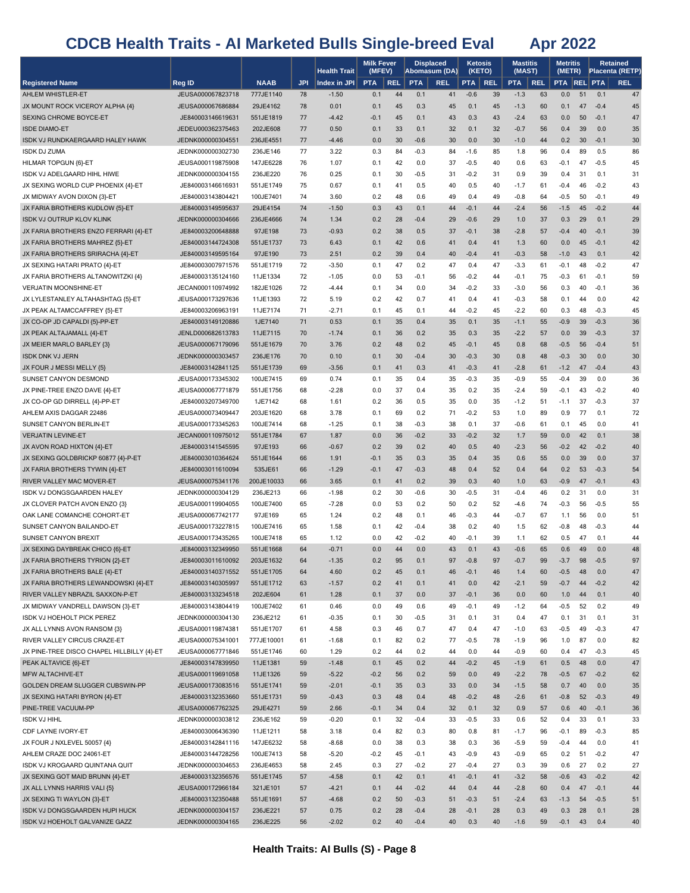# CDCB Health Traits - AI Marketed Bulls Single-breed Eval Apr 2022

| | | | | Health Trait | Milk Fever (MFEV) | | Displaced Abomasum (DA) | | Ketosis (KETO) | | Mastitis (MAST) | | Metritis (METR) | | Retained Placenta (RETP) | |
|---|---|---|---|---|---|---|---|---|---|---|---|---|---|---|---|---|
| Registered Name | Reg ID | NAAB | JPI | Index in JPI | PTA | REL | PTA | REL | PTA | REL | PTA | REL | PTA | REL | PTA | REL |
| AHLEM WHISTLER-ET | JEUSA000067823718 | 777JE1140 | 78 | -1.50 | 0.1 | 44 | 0.1 | 41 | -0.6 | 39 | -1.3 | 63 | 0.0 | 51 | 0.1 | 47 |
| JX MOUNT ROCK VICEROY ALPHA {4} | JEUSA000067686884 | 29JE4162 | 78 | 0.01 | 0.1 | 45 | 0.3 | 45 | 0.1 | 45 | -1.3 | 60 | 0.1 | 47 | -0.4 | 45 |
| SEXING CHROME BOYCE-ET | JE840003146619631 | 551JE1819 | 77 | -4.42 | -0.1 | 45 | 0.1 | 43 | 0.3 | 43 | -2.4 | 63 | 0.0 | 50 | -0.1 | 47 |
| ISDE DIAMO-ET | JEDEU000362375463 | 202JE608 | 77 | 0.50 | 0.1 | 33 | 0.1 | 32 | 0.1 | 32 | -0.7 | 56 | 0.4 | 39 | 0.0 | 35 |
| ISDK VJ RUNDKAERGAARD HALEY HAWK | JEDNK000000304551 | 236JE4551 | 77 | -4.46 | 0.0 | 30 | -0.6 | 30 | 0.0 | 30 | -1.0 | 44 | 0.2 | 30 | -0.1 | 30 |
| ISDK DJ ZUMA | JEDNK000000302730 | 236JE146 | 77 | 3.22 | 0.3 | 84 | -0.3 | 84 | -1.6 | 85 | 1.8 | 96 | 0.4 | 89 | 0.5 | 86 |
| HILMAR TOPGUN {6}-ET | JEUSA000119875908 | 147JE6228 | 76 | 1.07 | 0.1 | 42 | 0.0 | 37 | -0.5 | 40 | 0.6 | 63 | -0.1 | 47 | -0.5 | 45 |
| ISDK VJ ADELGAARD HIHL HIWE | JEDNK000000304155 | 236JE220 | 76 | 0.25 | 0.1 | 30 | -0.5 | 31 | -0.2 | 31 | 0.9 | 39 | 0.4 | 31 | 0.1 | 31 |
| JX SEXING WORLD CUP PHOENIX {4}-ET | JE840003146616931 | 551JE1749 | 75 | 0.67 | 0.1 | 41 | 0.5 | 40 | 0.5 | 40 | -1.7 | 61 | -0.4 | 46 | -0.2 | 43 |
| JX MIDWAY AVON DIXON {3}-ET | JE840003143804421 | 100JE7401 | 74 | 3.60 | 0.2 | 48 | 0.6 | 49 | 0.4 | 49 | -0.8 | 64 | -0.5 | 50 | -0.1 | 49 |
| JX FARIA BROTHERS KUDLOW {5}-ET | JE840003149595637 | 29JE4154 | 74 | -1.50 | 0.3 | 43 | 0.1 | 44 | -0.1 | 44 | -2.4 | 56 | -1.5 | 45 | -0.2 | 44 |
| ISDK VJ OUTRUP KLOV KLINK | JEDNK000000304666 | 236JE4666 | 74 | 1.34 | 0.2 | 28 | -0.4 | 29 | -0.6 | 29 | 1.0 | 37 | 0.3 | 29 | 0.1 | 29 |
| JX FARIA BROTHERS ENZO FERRARI {4}-ET | JE840003200648888 | 97JE198 | 73 | -0.93 | 0.2 | 38 | 0.5 | 37 | -0.1 | 38 | -2.8 | 57 | -0.4 | 40 | -0.1 | 39 |
| JX FARIA BROTHERS MAHREZ {5}-ET | JE840003144724308 | 551JE1737 | 73 | 6.43 | 0.1 | 42 | 0.6 | 41 | 0.4 | 41 | 1.3 | 60 | 0.0 | 45 | -0.1 | 42 |
| JX FARIA BROTHERS SRIRACHA {4}-ET | JE840003149595164 | 97JE190 | 73 | 2.51 | 0.2 | 39 | 0.4 | 40 | -0.4 | 41 | -0.3 | 58 | -1.0 | 43 | 0.1 | 42 |
| JX SEXING HATARI PRATO {4}-ET | JE840003007971576 | 551JE1719 | 72 | -3.50 | 0.1 | 47 | 0.2 | 47 | 0.4 | 47 | -3.3 | 61 | -0.1 | 48 | -0.2 | 47 |
| JX FARIA BROTHERS ALTANOWITZKI {4} | JE840003135124160 | 11JE1334 | 72 | -1.05 | 0.0 | 53 | -0.1 | 56 | -0.2 | 44 | -0.1 | 75 | -0.3 | 61 | -0.1 | 59 |
| VERJATIN MOONSHINE-ET | JECAN000110974992 | 182JE1026 | 72 | -4.44 | 0.1 | 34 | 0.0 | 34 | -0.2 | 33 | -3.0 | 56 | 0.3 | 40 | -0.1 | 36 |
| JX LYLESTANLEY ALTAHASHTAG {5}-ET | JEUSA000173297636 | 11JE1393 | 72 | 5.19 | 0.2 | 42 | 0.7 | 41 | 0.4 | 41 | -0.3 | 58 | 0.1 | 44 | 0.0 | 42 |
| JX PEAK ALTAMCCAFFREY {5}-ET | JE840003206963191 | 11JE7174 | 71 | -2.71 | 0.1 | 45 | 0.1 | 44 | -0.2 | 45 | -2.2 | 60 | 0.3 | 48 | -0.3 | 45 |
| JX CO-OP JD CAPALDI {5}-PP-ET | JE840003149120886 | 1JE7140 | 71 | 0.53 | 0.1 | 35 | 0.4 | 35 | 0.1 | 35 | -1.1 | 55 | -0.9 | 39 | -0.3 | 36 |
| JX PEAK ALTAJAMALL {4}-ET | JENLD000682613783 | 11JE7115 | 70 | -1.74 | 0.1 | 36 | 0.2 | 35 | 0.3 | 35 | -2.2 | 57 | 0.0 | 39 | -0.3 | 37 |
| JX MEIER MARLO BARLEY {3} | JEUSA000067179096 | 551JE1679 | 70 | 3.76 | 0.2 | 48 | 0.2 | 45 | -0.1 | 45 | 0.8 | 68 | -0.5 | 56 | -0.4 | 51 |
| ISDK DNK VJ JERN | JEDNK000000303457 | 236JE176 | 70 | 0.10 | 0.1 | 30 | -0.4 | 30 | -0.3 | 30 | 0.8 | 48 | -0.3 | 30 | 0.0 | 30 |
| JX FOUR J MESSI MELLY {5} | JE840003142841125 | 551JE1739 | 69 | -3.56 | 0.1 | 41 | 0.3 | 41 | -0.3 | 41 | -2.8 | 61 | -1.2 | 47 | -0.4 | 43 |
| SUNSET CANYON DESMOND | JEUSA000173345302 | 100JE7415 | 69 | 0.74 | 0.1 | 35 | 0.4 | 35 | -0.3 | 35 | -0.9 | 55 | -0.4 | 39 | 0.0 | 36 |
| JX PINE-TREE ENZO DAVE {4}-ET | JEUSA000067771879 | 551JE1756 | 68 | -2.28 | 0.0 | 37 | 0.4 | 35 | 0.2 | 35 | -2.4 | 59 | -0.1 | 43 | -0.2 | 40 |
| JX CO-OP GD DIRRELL {4}-PP-ET | JE840003207349700 | 1JE7142 | 68 | 1.61 | 0.2 | 36 | 0.5 | 35 | 0.0 | 35 | -1.2 | 51 | -1.1 | 37 | -0.3 | 37 |
| AHLEM AXIS DAGGAR 22486 | JEUSA000073409447 | 203JE1620 | 68 | 3.78 | 0.1 | 69 | 0.2 | 71 | -0.2 | 53 | 1.0 | 89 | 0.9 | 77 | 0.1 | 72 |
| SUNSET CANYON BERLIN-ET | JEUSA000173345263 | 100JE7414 | 68 | -1.25 | 0.1 | 38 | -0.3 | 38 | 0.1 | 37 | -0.6 | 61 | 0.1 | 45 | 0.0 | 41 |
| VERJATIN LEVINE-ET | JECAN000110975012 | 551JE1784 | 67 | 1.87 | 0.0 | 36 | -0.2 | 33 | -0.2 | 32 | 1.7 | 59 | 0.0 | 42 | 0.1 | 38 |
| JX AVON ROAD HIXTON {4}-ET | JE840003141545595 | 97JE193 | 66 | -0.67 | 0.2 | 39 | 0.2 | 40 | 0.5 | 40 | -2.3 | 56 | -0.2 | 42 | -0.2 | 40 |
| JX SEXING GOLDBRICKP 60877 {4}-P-ET | JE840003010364624 | 551JE1644 | 66 | 1.91 | -0.1 | 35 | 0.3 | 35 | 0.4 | 35 | 0.6 | 55 | 0.0 | 39 | 0.0 | 37 |
| JX FARIA BROTHERS TYWIN {4}-ET | JE840003011610094 | 535JE61 | 66 | -1.29 | -0.1 | 47 | -0.3 | 48 | 0.4 | 52 | 0.4 | 64 | 0.2 | 53 | -0.3 | 54 |
| RIVER VALLEY MAC MOVER-ET | JEUSA000075341176 | 200JE10033 | 66 | 3.65 | 0.1 | 41 | 0.2 | 39 | 0.3 | 40 | 1.0 | 63 | -0.9 | 47 | -0.1 | 43 |
| ISDK VJ DONGSGAARDEN HALEY | JEDNK000000304129 | 236JE213 | 66 | -1.98 | 0.2 | 30 | -0.6 | 30 | -0.5 | 31 | -0.4 | 46 | 0.2 | 31 | 0.0 | 31 |
| JX CLOVER PATCH AVON ENZO {3} | JEUSA000119904055 | 100JE7400 | 65 | -7.28 | 0.0 | 53 | 0.2 | 50 | 0.2 | 52 | -4.6 | 74 | -0.3 | 56 | -0.5 | 55 |
| OAK LANE COMANCHE COHORT-ET | JEUSA000067742177 | 97JE169 | 65 | 1.24 | 0.2 | 48 | 0.1 | 46 | -0.3 | 44 | -0.7 | 67 | 1.1 | 56 | 0.0 | 51 |
| SUNSET CANYON BAILANDO-ET | JEUSA000173227815 | 100JE7416 | 65 | 1.58 | 0.1 | 42 | -0.4 | 38 | 0.2 | 40 | 1.5 | 62 | -0.8 | 48 | -0.3 | 44 |
| SUNSET CANYON BREXIT | JEUSA000173435265 | 100JE7418 | 65 | 1.12 | 0.0 | 42 | -0.2 | 40 | -0.1 | 39 | 1.1 | 62 | 0.5 | 47 | 0.1 | 44 |
| JX SEXING DAYBREAK CHICO {6}-ET | JE840003132349950 | 551JE1668 | 64 | -0.71 | 0.0 | 44 | 0.0 | 43 | 0.1 | 43 | -0.6 | 65 | 0.6 | 49 | 0.0 | 48 |
| JX FARIA BROTHERS TYRION {2}-ET | JE840003011610092 | 203JE1632 | 64 | -1.35 | 0.2 | 95 | 0.1 | 97 | -0.8 | 97 | -0.7 | 99 | -3.7 | 98 | -0.5 | 97 |
| JX FARIA BROTHERS BALE {4}-ET | JE840003140371552 | 551JE1705 | 64 | 4.60 | 0.2 | 45 | 0.1 | 46 | -0.1 | 46 | 1.4 | 60 | -0.5 | 48 | 0.0 | 47 |
| JX FARIA BROTHERS LEWANDOWSKI {4}-ET | JE840003140305997 | 551JE1712 | 63 | -1.57 | 0.2 | 41 | 0.1 | 41 | 0.0 | 42 | -2.1 | 59 | -0.7 | 44 | -0.2 | 42 |
| RIVER VALLEY NBRAZIL SAXXON-P-ET | JE840003133234518 | 202JE604 | 61 | 1.28 | 0.1 | 37 | 0.0 | 37 | -0.1 | 36 | 0.0 | 60 | 1.0 | 44 | 0.1 | 40 |
| JX MIDWAY VANDRELL DAWSON {3}-ET | JE840003143804419 | 100JE7402 | 61 | 0.46 | 0.0 | 49 | 0.6 | 49 | -0.1 | 49 | -1.2 | 64 | -0.5 | 52 | 0.2 | 49 |
| ISDK VJ HOEHOLT PICK PEREZ | JEDNK000000304130 | 236JE212 | 61 | -0.35 | 0.1 | 30 | -0.5 | 31 | 0.1 | 31 | 0.4 | 47 | 0.1 | 31 | 0.1 | 31 |
| JX ALL LYNNS AVON RANSOM {3} | JEUSA000119874381 | 551JE1707 | 61 | 4.58 | 0.3 | 46 | 0.7 | 47 | 0.4 | 47 | -1.0 | 63 | -0.5 | 49 | -0.3 | 47 |
| RIVER VALLEY CIRCUS CRAZE-ET | JEUSA000075341001 | 777JE10001 | 61 | -1.68 | 0.1 | 82 | 0.2 | 77 | -0.5 | 78 | -1.9 | 96 | 1.0 | 87 | 0.0 | 82 |
| JX PINE-TREE DISCO CHAPEL HILLBILLY {4}-ET | JEUSA000067771846 | 551JE1746 | 60 | 1.29 | 0.2 | 44 | 0.2 | 44 | 0.0 | 44 | -0.9 | 60 | 0.4 | 47 | -0.3 | 45 |
| PEAK ALTAVICE {6}-ET | JE840003147839950 | 11JE1381 | 59 | -1.48 | 0.1 | 45 | 0.2 | 44 | -0.2 | 45 | -1.9 | 61 | 0.5 | 48 | 0.0 | 47 |
| MFW ALTACHIVE-ET | JEUSA000119691058 | 11JE1326 | 59 | -5.22 | -0.2 | 56 | 0.2 | 59 | 0.0 | 49 | -2.2 | 78 | -0.5 | 67 | -0.2 | 62 |
| GOLDEN DREAM SLUGGER CUBSWIN-PP | JEUSA000173083516 | 551JE1741 | 59 | -2.01 | -0.1 | 35 | 0.3 | 33 | 0.0 | 34 | -1.5 | 58 | 0.7 | 40 | 0.0 | 35 |
| JX SEXING HATARI BYRON {4}-ET | JE840003132353660 | 551JE1731 | 59 | -0.43 | 0.3 | 48 | 0.4 | 48 | -0.2 | 48 | -2.6 | 61 | -0.8 | 52 | -0.3 | 49 |
| PINE-TREE VACUUM-PP | JEUSA000067762325 | 29JE4271 | 59 | 2.66 | -0.1 | 34 | 0.4 | 32 | 0.1 | 32 | 0.9 | 57 | 0.6 | 40 | -0.1 | 36 |
| ISDK VJ HIHL | JEDNK000000303812 | 236JE162 | 59 | -0.20 | 0.1 | 32 | -0.4 | 33 | -0.5 | 33 | 0.6 | 52 | 0.4 | 33 | 0.1 | 33 |
| CDF LAYNE IVORY-ET | JE840003006436390 | 11JE1211 | 58 | 3.18 | 0.4 | 82 | 0.3 | 80 | 0.8 | 81 | -1.7 | 96 | -0.1 | 89 | -0.3 | 85 |
| JX FOUR J NXLEVEL 50057 {4} | JE840003142841116 | 147JE6232 | 58 | -8.68 | 0.0 | 38 | 0.3 | 38 | 0.3 | 36 | -5.9 | 59 | -0.4 | 44 | 0.0 | 41 |
| AHLEM CRAZE DOC 24061-ET | JE840003144728256 | 100JE7413 | 58 | -5.20 | -0.2 | 45 | -0.1 | 43 | -0.9 | 43 | -0.9 | 65 | 0.2 | 51 | -0.2 | 47 |
| ISDK VJ KROGAARD QUINTANA QUIT | JEDNK000000304653 | 236JE4653 | 58 | 2.45 | 0.3 | 27 | -0.2 | 27 | -0.4 | 27 | 0.3 | 39 | 0.6 | 27 | 0.2 | 27 |
| JX SEXING GOT MAID BRUNN {4}-ET | JE840003132356576 | 551JE1745 | 57 | -4.58 | 0.1 | 42 | 0.1 | 41 | -0.1 | 41 | -3.2 | 58 | -0.6 | 43 | -0.2 | 42 |
| JX ALL LYNNS HARRIS VALI {5} | JEUSA000172966184 | 321JE101 | 57 | -4.21 | 0.1 | 44 | -0.2 | 44 | 0.4 | 44 | -2.8 | 60 | 0.4 | 47 | -0.1 | 44 |
| JX SEXING TI WAYLON {3}-ET | JE840003132350488 | 551JE1691 | 57 | -4.68 | 0.2 | 50 | -0.3 | 51 | -0.3 | 51 | -2.4 | 63 | -1.3 | 54 | -0.5 | 51 |
| ISDK VJ DONGSGAARDEN HUPI HUCK | JEDNK000000304157 | 236JE221 | 57 | 0.75 | 0.2 | 28 | -0.4 | 28 | -0.1 | 28 | 0.3 | 49 | 0.3 | 28 | 0.1 | 28 |
| ISDK VJ HOEHOLT GALVANIZE GAZZ | JEDNK000000304165 | 236JE225 | 56 | -2.02 | 0.2 | 40 | -0.4 | 40 | 0.3 | 40 | -1.6 | 59 | -0.1 | 43 | 0.4 | 40 |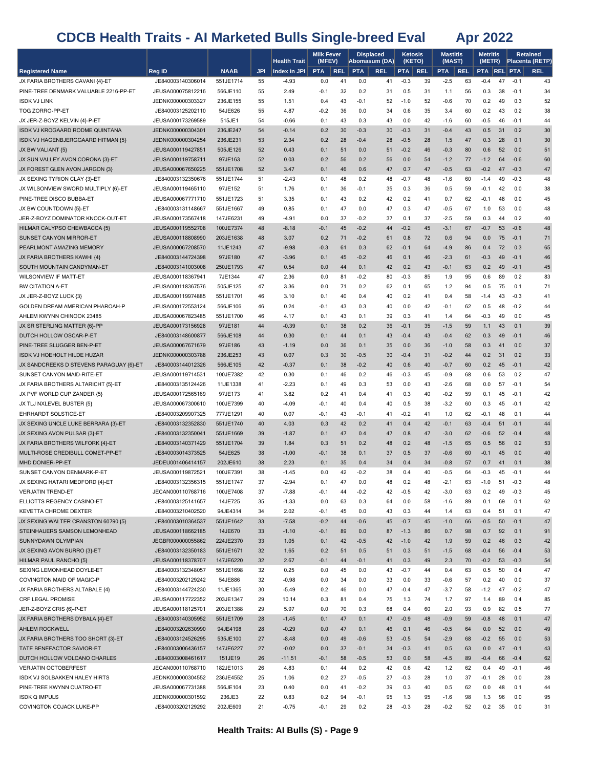# CDCB Health Traits - AI Marketed Bulls Single-breed Eval Apr 2022

| | | | | Health Trait | Milk Fever (MFEV) | | Displaced Abomasum (DA) | | Ketosis (KETO) | | Mastitis (MAST) | | Metritis (METR) | | Retained Placenta (RETP) | |
|---|---|---|---|---|---|---|---|---|---|---|---|---|---|---|---|---|
| Registered Name | Reg ID | NAAB | JPI | Index in JPI | PTA | REL | PTA | REL | PTA | REL | PTA | REL | PTA | REL | PTA | REL |
| JX FARIA BROTHERS CAVANI {4}-ET | JE840003140306014 | 551JE1714 | 55 | -4.93 | 0.0 | 41 | 0.0 | 41 | -0.3 | 39 | -2.5 | 63 | -0.4 | 47 | -0.1 | 43 |
| PINE-TREE DENMARK VALUABLE 2216-PP-ET | JEUSA000075812216 | 566JE110 | 55 | 2.49 | -0.1 | 32 | 0.2 | 31 | 0.5 | 31 | 1.1 | 56 | 0.3 | 38 | -0.1 | 34 |
| ISDK VJ LINK | JEDNK000000303327 | 236JE155 | 55 | 1.51 | 0.4 | 43 | -0.1 | 52 | -1.0 | 52 | -0.6 | 70 | 0.2 | 49 | 0.3 | 52 |
| TOG ZORRO-PP-ET | JE840003125202110 | 54JE626 | 55 | 4.87 | -0.2 | 36 | 0.0 | 34 | 0.6 | 35 | 3.4 | 60 | 0.2 | 43 | 0.2 | 38 |
| JX JER-Z-BOYZ KELVIN {4}-P-ET | JEUSA000173269589 | 515JE1 | 54 | -0.66 | 0.1 | 43 | 0.3 | 43 | 0.0 | 42 | -1.6 | 60 | -0.5 | 46 | -0.1 | 44 |
| ISDK VJ KROGAARD RODME QUINTANA | JEDNK000000304301 | 236JE247 | 54 | -0.14 | 0.2 | 30 | -0.3 | 30 | -0.3 | 31 | -0.4 | 43 | 0.5 | 31 | 0.2 | 30 |
| ISDK VJ HAGENBJERGGAARD HITMAN {5} | JEDNK000000304254 | 236JE231 | 53 | 2.34 | 0.2 | 28 | -0.4 | 28 | -0.5 | 28 | 1.5 | 47 | 0.3 | 28 | 0.1 | 30 |
| JX BW VALIANT {5} | JEUSA000119427851 | 505JE126 | 52 | 0.43 | 0.1 | 51 | 0.0 | 51 | -0.2 | 46 | -0.3 | 80 | 0.6 | 52 | 0.0 | 51 |
| JX SUN VALLEY AVON CORONA {3}-ET | JEUSA000119758711 | 97JE163 | 52 | 0.03 | 0.2 | 56 | 0.2 | 56 | 0.0 | 54 | -1.2 | 77 | -1.2 | 64 | -0.6 | 60 |
| JX FOREST GLEN AVON JARGON {3} | JEUSA000067650225 | 551JE1708 | 52 | 3.47 | 0.1 | 46 | 0.6 | 47 | 0.7 | 47 | -0.5 | 63 | -0.2 | 47 | -0.3 | 47 |
| JX SEXING TYRION CLAY {3}-ET | JE840003132350676 | 551JE1744 | 51 | -2.43 | 0.1 | 48 | 0.2 | 48 | -0.7 | 48 | -1.6 | 60 | -1.4 | 49 | -0.3 | 48 |
| JX WILSONVIEW SWORD MULTIPLY {6}-ET | JEUSA000119465110 | 97JE152 | 51 | 1.76 | 0.1 | 36 | -0.1 | 35 | 0.3 | 36 | 0.5 | 59 | -0.1 | 42 | 0.0 | 38 |
| PINE-TREE DISCO BUBBA-ET | JEUSA000067771710 | 551JE1723 | 51 | 3.35 | 0.1 | 43 | 0.2 | 42 | 0.2 | 41 | 0.7 | 62 | -0.1 | 48 | 0.0 | 45 |
| JX BW COUNTDOWN {5}-ET | JE840003131148667 | 551JE1667 | 49 | 0.85 | 0.1 | 47 | 0.0 | 47 | 0.3 | 47 | -0.5 | 67 | 1.0 | 53 | 0.0 | 48 |
| JER-Z-BOYZ DOMINATOR KNOCK-OUT-ET | JEUSA000173567418 | 147JE6231 | 49 | -4.91 | 0.0 | 37 | -0.2 | 37 | 0.1 | 37 | -2.5 | 59 | 0.3 | 44 | 0.2 | 40 |
| HILMAR CALYPSO CHEWBACCA {5} | JEUSA000119552708 | 100JE7374 | 48 | -8.18 | -0.1 | 45 | -0.2 | 44 | -0.2 | 45 | -3.1 | 67 | -0.7 | 53 | -0.6 | 48 |
| SUNSET CANYON MIRROR-ET | JEUSA000118808990 | 203JE1638 | 48 | 3.07 | 0.2 | 71 | -0.2 | 61 | 0.8 | 72 | 0.6 | 94 | 0.0 | 75 | -0.1 | 71 |
| PEARLMONT AMAZING MEMORY | JEUSA000067208570 | 11JE1243 | 47 | -9.98 | -0.3 | 61 | 0.3 | 62 | -0.1 | 64 | -4.9 | 86 | 0.4 | 72 | 0.3 | 65 |
| JX FARIA BROTHERS KAWHI {4} | JE840003144724398 | 97JE180 | 47 | -3.96 | 0.1 | 45 | -0.2 | 46 | 0.1 | 46 | -2.3 | 61 | -0.3 | 49 | -0.1 | 46 |
| SOUTH MOUNTAIN CANDYMAN-ET | JE840003141003008 | 250JE1793 | 47 | 0.54 | 0.0 | 44 | 0.1 | 42 | 0.2 | 43 | -0.1 | 63 | 0.2 | 49 | -0.1 | 45 |
| WILSONVIEW IF MATT-ET | JEUSA000118367941 | 7JE1344 | 47 | 2.36 | 0.0 | 81 | -0.2 | 80 | -0.3 | 85 | 1.9 | 95 | 0.6 | 89 | 0.2 | 83 |
| BW CITATION A-ET | JEUSA000118367576 | 505JE125 | 47 | 3.36 | 0.0 | 71 | 0.2 | 62 | 0.1 | 65 | 1.2 | 94 | 0.5 | 75 | 0.1 | 71 |
| JX JER-Z-BOYZ LUCK {3} | JEUSA000119974885 | 551JE1701 | 46 | 3.10 | 0.1 | 40 | 0.4 | 40 | 0.2 | 41 | 0.4 | 58 | -1.4 | 43 | -0.3 | 41 |
| GOLDEN DREAM AMERICAN PHAROAH-P | JEUSA000172553124 | 566JE106 | 46 | 0.24 | -0.1 | 43 | 0.3 | 40 | 0.0 | 42 | -0.1 | 62 | 0.5 | 48 | -0.2 | 44 |
| AHLEM KWYNN CHINOOK 23485 | JEUSA000067823485 | 551JE1700 | 46 | 4.17 | 0.1 | 43 | 0.1 | 39 | 0.3 | 41 | 1.4 | 64 | -0.3 | 49 | 0.0 | 45 |
| JX SR STERLING MATTER {6}-PP | JEUSA000173156928 | 97JE181 | 44 | -0.39 | 0.1 | 38 | 0.2 | 36 | -0.1 | 35 | -1.5 | 59 | 1.1 | 43 | 0.1 | 39 |
| DUTCH HOLLOW OSCAR-P-ET | JE840003148600877 | 566JE108 | 44 | 0.30 | 0.1 | 44 | 0.1 | 43 | -0.4 | 43 | -0.4 | 62 | 0.3 | 49 | -0.1 | 46 |
| PINE-TREE SLUGGER BEN-P-ET | JEUSA000067671679 | 97JE186 | 43 | -1.19 | 0.0 | 36 | 0.1 | 35 | 0.0 | 36 | -1.0 | 58 | 0.3 | 41 | 0.0 | 37 |
| ISDK VJ HOEHOLT HILDE HUZAR | JEDNK000000303788 | 236JE253 | 43 | 0.07 | 0.3 | 30 | -0.5 | 30 | -0.4 | 31 | -0.2 | 44 | 0.2 | 31 | 0.2 | 33 |
| JX SANDCREEKS D STEVENS PARAGUAY {6}-ET | JE840003144012326 | 566JE105 | 42 | -0.37 | 0.1 | 38 | -0.2 | 40 | 0.6 | 40 | -0.7 | 60 | 0.2 | 45 | -0.1 | 42 |
| SUNSET CANYON MAID-RITE-ET | JEUSA000119714531 | 100JE7382 | 42 | 0.30 | 0.1 | 46 | 0.2 | 46 | -0.3 | 45 | -0.9 | 68 | 0.6 | 53 | 0.2 | 47 |
| JX FARIA BROTHERS ALTARICHT {5}-ET | JE840003135124426 | 11JE1338 | 41 | -2.23 | 0.1 | 49 | 0.3 | 53 | 0.0 | 43 | -2.6 | 68 | 0.0 | 57 | -0.1 | 54 |
| JX PVF WORLD CUP ZANDER {5} | JEUSA000172565169 | 97JE173 | 41 | 3.82 | 0.2 | 41 | 0.4 | 41 | 0.3 | 40 | -0.2 | 59 | 0.1 | 45 | -0.1 | 42 |
| JX TLJ NXLEVEL BUSTER {5} | JEUSA000067300610 | 100JE7399 | 40 | -4.09 | -0.1 | 40 | 0.4 | 40 | 0.5 | 38 | -3.2 | 60 | 0.3 | 45 | -0.1 | 42 |
| EHRHARDT SOLSTICE-ET | JE840003209907325 | 777JE1291 | 40 | 0.07 | -0.1 | 43 | -0.1 | 41 | -0.2 | 41 | 1.0 | 62 | -0.1 | 48 | 0.1 | 44 |
| JX SEXING UNCLE LUKE BERRARA {3}-ET | JE840003132352830 | 551JE1740 | 40 | 4.03 | 0.3 | 42 | 0.2 | 41 | 0.4 | 42 | -0.1 | 63 | -0.4 | 51 | -0.1 | 44 |
| JX SEXING AVON PULSAR {3}-ET | JE840003132350041 | 551JE1669 | 39 | -1.87 | 0.1 | 47 | 0.4 | 47 | 0.8 | 47 | -3.0 | 62 | -0.6 | 52 | -0.4 | 48 |
| JX FARIA BROTHERS WILFORK {4}-ET | JE840003140371429 | 551JE1704 | 39 | 1.84 | 0.3 | 51 | 0.2 | 48 | 0.2 | 48 | -1.5 | 65 | 0.5 | 56 | 0.2 | 53 |
| MULTI-ROSE CREDIBULL COMET-PP-ET | JE840003014373525 | 54JE625 | 38 | -1.00 | -0.1 | 38 | 0.1 | 37 | 0.5 | 37 | -0.6 | 60 | -0.1 | 45 | 0.0 | 40 |
| MHD DONIER-PP-ET | JEDEU000406414157 | 202JE610 | 38 | 2.23 | 0.1 | 35 | 0.4 | 34 | 0.4 | 34 | -0.8 | 57 | 0.7 | 41 | 0.1 | 38 |
| SUNSET CANYON DENMARK-P-ET | JEUSA000119872521 | 100JE7391 | 38 | -1.45 | 0.0 | 42 | -0.2 | 38 | 0.4 | 40 | -0.5 | 64 | -0.3 | 45 | -0.1 | 44 |
| JX SEXING HATARI MEDFORD {4}-ET | JE840003132356315 | 551JE1747 | 37 | -2.94 | 0.1 | 47 | 0.0 | 48 | 0.2 | 48 | -2.1 | 63 | -1.0 | 51 | -0.3 | 48 |
| VERJATIN TREND-ET | JECAN000110768716 | 100JE7408 | 37 | -7.88 | -0.1 | 44 | -0.2 | 42 | -0.5 | 42 | -3.0 | 63 | 0.2 | 49 | -0.3 | 45 |
| ELLIOTTS REGENCY CASINO-ET | JE840003125141657 | 14JE725 | 35 | -1.33 | 0.0 | 63 | 0.3 | 64 | 0.0 | 58 | -1.6 | 89 | 0.1 | 69 | 0.1 | 62 |
| KEVETTA CHROME DEXTER | JE840003210402520 | 94JE4314 | 34 | 2.02 | -0.1 | 45 | 0.0 | 43 | 0.3 | 44 | 1.4 | 63 | 0.4 | 51 | 0.1 | 47 |
| JX SEXING WALTER CRANSTON 60790 {5} | JE840003010364537 | 551JE1642 | 33 | -7.58 | -0.2 | 44 | -0.6 | 45 | -0.7 | 45 | -1.0 | 66 | -0.5 | 50 | -0.1 | 47 |
| STEINHAUERS SAMSON LEMONHEAD | JEUSA000118662185 | 14JE670 | 33 | -1.10 | -0.1 | 89 | 0.0 | 87 | -1.3 | 86 | 0.7 | 98 | 0.7 | 92 | 0.1 | 91 |
| SUNNYDAWN OLYMPIAN | JEGBR000000055862 | 224JE2370 | 33 | 1.05 | 0.1 | 42 | -0.5 | 42 | -1.0 | 42 | 1.9 | 59 | 0.2 | 46 | 0.3 | 42 |
| JX SEXING AVON BURRO {3}-ET | JE840003132350183 | 551JE1671 | 32 | 1.65 | 0.2 | 51 | 0.5 | 51 | 0.3 | 51 | -1.5 | 68 | -0.4 | 56 | -0.4 | 53 |
| HILMAR PAUL RANCHO {5} | JEUSA000118378707 | 147JE6220 | 32 | 2.67 | -0.1 | 44 | -0.1 | 41 | 0.3 | 49 | 2.3 | 70 | -0.2 | 53 | -0.3 | 54 |
| SEXING LEMONHEAD DOYLE-ET | JE840003132348057 | 551JE1698 | 32 | 0.25 | 0.0 | 45 | 0.0 | 43 | -0.7 | 44 | 0.4 | 63 | 0.5 | 50 | 0.4 | 47 |
| COVINGTON MAID OF MAGIC-P | JE840003202129242 | 54JE886 | 32 | -0.98 | 0.0 | 34 | 0.0 | 33 | 0.0 | 33 | -0.6 | 57 | 0.2 | 40 | 0.0 | 37 |
| JX FARIA BROTHERS ALTABALE {4} | JE840003144724230 | 11JE1365 | 30 | -5.49 | 0.2 | 46 | 0.0 | 47 | -0.4 | 47 | -3.7 | 58 | -1.2 | 47 | -0.2 | 47 |
| CRF LEGAL PROMISE | JEUSA000117722352 | 203JE1347 | 29 | 10.14 | 0.3 | 81 | 0.4 | 75 | 1.3 | 74 | 1.7 | 97 | 1.4 | 89 | 0.4 | 85 |
| JER-Z-BOYZ CRIS {6}-P-ET | JEUSA000118125701 | 203JE1388 | 29 | 5.97 | 0.0 | 70 | 0.3 | 68 | 0.4 | 60 | 2.0 | 93 | 0.9 | 82 | 0.5 | 77 |
| JX FARIA BROTHERS DYBALA {4}-ET | JE840003140305952 | 551JE1709 | 28 | -1.45 | 0.1 | 47 | 0.1 | 47 | -0.9 | 48 | -0.9 | 59 | -0.8 | 48 | 0.1 | 47 |
| AHLEM ROCKWELL | JE840003202630990 | 94JE4198 | 28 | -0.29 | 0.0 | 47 | 0.1 | 46 | 0.1 | 46 | -0.5 | 64 | 0.0 | 52 | 0.0 | 49 |
| JX FARIA BROTHERS TOO SHORT {3}-ET | JE840003124526295 | 535JE100 | 27 | -8.48 | 0.0 | 49 | -0.6 | 53 | -0.5 | 54 | -2.9 | 68 | -0.2 | 55 | 0.0 | 53 |
| TATE BENEFACTOR SAVIOR-ET | JE840003006346157 | 147JE6227 | 27 | -0.02 | 0.0 | 37 | -0.1 | 34 | -0.3 | 41 | 0.5 | 63 | 0.0 | 47 | -0.1 | 43 |
| DUTCH HOLLOW VOLCANO CHARLES | JE840003008461617 | 151JE19 | 26 | -11.51 | -0.1 | 58 | -0.5 | 53 | 0.0 | 58 | -4.5 | 89 | -0.4 | 66 | -0.4 | 62 |
| VERJATIN OCTOBERFEST | JECAN000110768710 | 182JE1013 | 26 | 4.83 | 0.1 | 44 | 0.2 | 42 | 0.6 | 42 | 1.2 | 62 | 0.4 | 49 | -0.1 | 46 |
| ISDK VJ SOLBAKKEN HALEY HIRTS | JEDNK000000304552 | 236JE4552 | 25 | 1.06 | 0.2 | 27 | -0.5 | 27 | -0.3 | 28 | 1.0 | 37 | -0.1 | 28 | 0.0 | 28 |
| PINE-TREE KWYNN CUATRO-ET | JEUSA000067731388 | 566JE104 | 23 | 0.40 | 0.0 | 41 | -0.2 | 39 | 0.3 | 40 | 0.5 | 62 | 0.0 | 48 | 0.1 | 44 |
| ISDK Q IMPULS | JEDNK000000301592 | 236JE3 | 22 | 0.83 | 0.2 | 94 | -0.1 | 95 | 1.3 | 95 | -1.6 | 98 | 1.3 | 96 | 0.0 | 95 |
| COVINGTON COJACK LUKE-PP | JE840003202129292 | 202JE609 | 21 | -0.75 | -0.1 | 29 | 0.2 | 28 | -0.3 | 28 | -0.2 | 52 | 0.2 | 35 | 0.0 | 31 |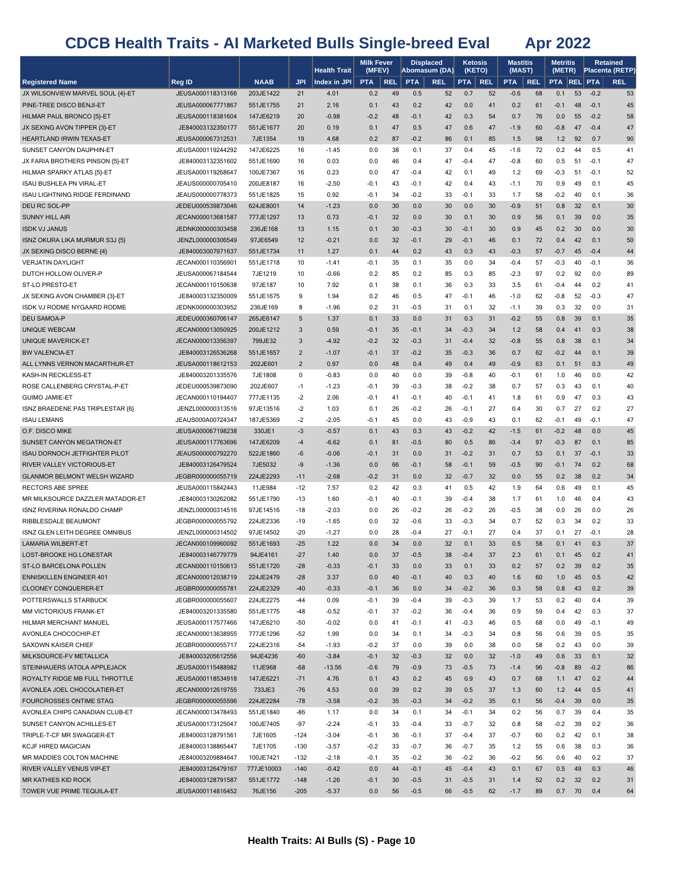# CDCB Health Traits - AI Marketed Bulls Single-breed Eval Apr 2022

| Registered Name | Reg ID | NAAB | JPI | Health Trait Index in JPI | Milk Fever (MFEV) PTA | Milk Fever (MFEV) REL | Displaced Abomasum (DA) PTA | Displaced Abomasum (DA) REL | Ketosis (KETO) PTA | Ketosis (KETO) REL | Mastitis (MAST) PTA | Mastitis (MAST) REL | Metritis (METR) PTA | Metritis (METR) REL | Retained Placenta (RETP) PTA | Retained Placenta (RETP) REL |
|---|---|---|---|---|---|---|---|---|---|---|---|---|---|---|---|---|
| JX WILSONVIEW MARVEL SOUL {4}-ET | JEUSA000118313166 | 203JE1422 | 21 | 4.01 | 0.2 | 49 | 0.5 | 52 | 0.7 | 52 | -0.6 | 68 | 0.1 | 53 | -0.2 | 53 |
| PINE-TREE DISCO BENJI-ET | JEUSA000067771867 | 551JE1755 | 21 | 2.16 | 0.1 | 43 | 0.2 | 42 | 0.0 | 41 | 0.2 | 61 | -0.1 | 48 | -0.1 | 45 |
| HILMAR PAUL BRONCO {5}-ET | JEUSA000118381604 | 147JE6219 | 20 | -0.98 | -0.2 | 48 | -0.1 | 42 | 0.3 | 54 | 0.7 | 76 | 0.0 | 55 | -0.2 | 58 |
| JX SEXING AVON TIPPER {3}-ET | JE840003132350177 | 551JE1677 | 20 | 0.19 | 0.1 | 47 | 0.5 | 47 | 0.6 | 47 | -1.9 | 60 | -0.8 | 47 | -0.4 | 47 |
| HEARTLAND IRWIN TEXAS-ET | JEUSA000067312531 | 7JE1354 | 19 | 4.68 | 0.2 | 87 | -0.2 | 86 | 0.1 | 85 | 1.5 | 98 | 1.2 | 92 | 0.7 | 90 |
| SUNSET CANYON DAUPHIN-ET | JEUSA000119244292 | 147JE6225 | 16 | -1.45 | 0.0 | 38 | 0.1 | 37 | 0.4 | 45 | -1.6 | 72 | 0.2 | 44 | 0.5 | 41 |
| JX FARIA BROTHERS PINSON {5}-ET | JE840003132351602 | 551JE1690 | 16 | 0.03 | 0.0 | 46 | 0.4 | 47 | -0.4 | 47 | -0.8 | 60 | 0.5 | 51 | -0.1 | 47 |
| HILMAR SPARKY ATLAS {5}-ET | JEUSA000119268647 | 100JE7367 | 16 | 0.23 | 0.0 | 47 | -0.4 | 42 | 0.1 | 49 | 1.2 | 69 | -0.3 | 51 | -0.1 | 52 |
| ISAU BUSHLEA PN VIRAL-ET | JEAUS000000705410 | 200JE8187 | 16 | -2.50 | -0.1 | 43 | -0.1 | 42 | 0.4 | 43 | -1.1 | 70 | 0.9 | 49 | 0.1 | 45 |
| ISAU LIGHTNING RIDGE FERDINAND | JEAUS000000778373 | 551JE1825 | 15 | 0.92 | -0.1 | 34 | -0.2 | 33 | -0.1 | 33 | 1.7 | 58 | -0.2 | 40 | 0.1 | 36 |
| DEU RC SOL-PP | JEDEU000539873046 | 624JE8001 | 14 | -1.23 | 0.0 | 30 | 0.0 | 30 | 0.0 | 30 | -0.9 | 51 | 0.8 | 32 | 0.1 | 30 |
| SUNNY HILL AIR | JECAN000013681587 | 777JE1297 | 13 | 0.73 | -0.1 | 32 | 0.0 | 30 | 0.1 | 30 | 0.9 | 56 | 0.1 | 39 | 0.0 | 35 |
| ISDK VJ JANUS | JEDNK000000303458 | 236JE168 | 13 | 1.15 | 0.1 | 30 | -0.3 | 30 | -0.1 | 30 | 0.9 | 45 | 0.2 | 30 | 0.0 | 30 |
| ISNZ OKURA LIKA MURMUR S3J {5} | JENZL000000306549 | 97JE6549 | 12 | -0.21 | 0.0 | 32 | -0.1 | 29 | -0.1 | 46 | 0.1 | 72 | 0.4 | 42 | 0.1 | 50 |
| JX SEXING DISCO BERNE {4} | JE840003007971637 | 551JE1734 | 11 | 1.27 | 0.1 | 44 | 0.2 | 43 | 0.3 | 43 | -0.3 | 57 | -0.7 | 45 | -0.4 | 44 |
| VERJATIN DAYLIGHT | JECAN000110356901 | 551JE1718 | 10 | -1.41 | -0.1 | 35 | 0.1 | 35 | 0.0 | 34 | -0.4 | 57 | -0.3 | 40 | -0.1 | 36 |
| DUTCH HOLLOW OLIVER-P | JEUSA000067184544 | 7JE1219 | 10 | -0.66 | 0.2 | 85 | 0.2 | 85 | 0.3 | 85 | -2.3 | 97 | 0.2 | 92 | 0.0 | 89 |
| ST-LO PRESTO-ET | JECAN000110150638 | 97JE187 | 10 | 7.92 | 0.1 | 38 | 0.1 | 36 | 0.3 | 33 | 3.5 | 61 | -0.4 | 44 | 0.2 | 41 |
| JX SEXING AVON CHAMBER {3}-ET | JE840003132350009 | 551JE1675 | 9 | 1.94 | 0.2 | 46 | 0.5 | 47 | -0.1 | 46 | -1.0 | 62 | -0.8 | 52 | -0.3 | 47 |
| ISDK VJ RODME NYGAARD RODME | JEDNK000000303952 | 236JE169 | 8 | -1.96 | 0.2 | 31 | -0.5 | 31 | 0.1 | 32 | -1.1 | 39 | 0.3 | 32 | 0.0 | 31 |
| DEU SAMOA-P | JEDEU000360706147 | 265JE6147 | 5 | 1.37 | 0.1 | 33 | 0.0 | 31 | 0.3 | 31 | -0.2 | 55 | 0.8 | 39 | 0.1 | 35 |
| UNIQUE WEBCAM | JECAN000013050925 | 200JE1212 | 3 | 0.59 | -0.1 | 35 | -0.1 | 34 | -0.3 | 34 | 1.2 | 58 | 0.4 | 41 | 0.3 | 38 |
| UNIQUE MAVERICK-ET | JECAN000013356397 | 799JE32 | 3 | -4.92 | -0.2 | 32 | -0.3 | 31 | -0.4 | 32 | -0.8 | 55 | 0.8 | 38 | 0.1 | 34 |
| BW VALENCIA-ET | JE840003126536268 | 551JE1657 | 2 | -1.07 | -0.1 | 37 | -0.2 | 35 | -0.3 | 36 | 0.7 | 62 | -0.2 | 44 | 0.1 | 39 |
| ALL LYNNS VERNON MACARTHUR-ET | JEUSA000118612153 | 202JE601 | 2 | 0.97 | 0.0 | 48 | 0.4 | 49 | 0.4 | 49 | -0.9 | 63 | 0.1 | 51 | 0.3 | 49 |
| KASH-IN RECKLESS-ET | JE840003201335576 | 7JE1808 | 0 | -0.83 | 0.0 | 40 | 0.0 | 39 | -0.8 | 40 | -0.1 | 61 | 1.0 | 46 | 0.0 | 42 |
| ROSE CALLENBERG CRYSTAL-P-ET | JEDEU000539873090 | 202JE607 | -1 | -1.23 | -0.1 | 39 | -0.3 | 38 | -0.2 | 38 | 0.7 | 57 | 0.3 | 43 | 0.1 | 40 |
| GUIMO JAMIE-ET | JECAN000110194407 | 777JE1135 | -2 | 2.06 | -0.1 | 41 | -0.1 | 40 | -0.1 | 41 | 1.8 | 61 | 0.9 | 47 | 0.3 | 43 |
| ISNZ BRAEDENE PAS TRIPLESTAR {6} | JENZL000000313516 | 97JE13516 | -2 | 1.03 | 0.1 | 26 | -0.2 | 26 | -0.1 | 27 | 0.4 | 30 | 0.7 | 27 | 0.2 | 27 |
| ISAU LEMANS | JEAUS000A00724347 | 187JE5369 | -2 | -2.05 | -0.1 | 45 | 0.0 | 43 | -0.9 | 43 | 0.1 | 62 | -0.1 | 49 | -0.1 | 47 |
| O.F. DISCO MIKE | JEUSA000067198238 | 330JE1 | -3 | -0.57 | 0.1 | 43 | 0.3 | 43 | -0.2 | 42 | -1.5 | 61 | -0.2 | 48 | 0.0 | 45 |
| SUNSET CANYON MEGATRON-ET | JEUSA000117763696 | 147JE6209 | -4 | -6.62 | 0.1 | 81 | -0.5 | 80 | 0.5 | 86 | -3.4 | 97 | -0.3 | 87 | 0.1 | 85 |
| ISAU DORNOCH JETFIGHTER PILOT | JEAUS000000792270 | 522JE1860 | -6 | -0.06 | -0.1 | 31 | 0.0 | 31 | -0.2 | 31 | 0.7 | 53 | 0.1 | 37 | -0.1 | 33 |
| RIVER VALLEY VICTORIOUS-ET | JE840003126479524 | 7JE5032 | -9 | -1.36 | 0.0 | 66 | -0.1 | 58 | -0.1 | 59 | -0.5 | 90 | -0.1 | 74 | 0.2 | 68 |
| GLANMOR BELMONT WELSH WIZARD | JEGBR000000055719 | 224JE2293 | -11 | -2.68 | -0.2 | 31 | 0.0 | 32 | -0.7 | 32 | 0.0 | 55 | 0.2 | 38 | 0.2 | 34 |
| RECTORS ABE SPREE | JEUSA000115842443 | 11JE984 | -12 | 7.57 | 0.2 | 42 | 0.3 | 41 | 0.5 | 42 | 1.9 | 64 | 0.6 | 49 | 0.1 | 45 |
| MR MILKSOURCE DAZZLER MATADOR-ET | JE840003130262082 | 551JE1790 | -13 | 1.60 | -0.1 | 40 | -0.1 | 39 | -0.4 | 38 | 1.7 | 61 | 1.0 | 46 | 0.4 | 43 |
| ISNZ RIVERINA RONALDO CHAMP | JENZL000000314516 | 97JE14516 | -18 | -2.03 | 0.0 | 26 | -0.2 | 26 | -0.2 | 26 | -0.5 | 38 | 0.0 | 26 | 0.0 | 26 |
| RIBBLESDALE BEAUMONT | JEGBR000000055792 | 224JE2336 | -19 | -1.65 | 0.0 | 32 | -0.6 | 33 | -0.3 | 34 | 0.7 | 52 | 0.3 | 34 | 0.2 | 33 |
| ISNZ GLEN LEITH DEGREE OMNIBUS | JENZL000000314502 | 97JE14502 | -20 | -1.27 | 0.0 | 28 | -0.4 | 27 | -0.1 | 27 | 0.4 | 37 | 0.1 | 27 | -0.1 | 28 |
| LAMARIA WILBERT-ET | JECAN000109960092 | 551JE1693 | -25 | 1.22 | 0.0 | 34 | 0.0 | 32 | 0.1 | 33 | 0.5 | 58 | 0.1 | 41 | 0.3 | 37 |
| LOST-BROOKE HG LONESTAR | JE840003146779779 | 94JE4161 | -27 | 1.40 | 0.0 | 37 | -0.5 | 38 | -0.4 | 37 | 2.3 | 61 | 0.1 | 45 | 0.2 | 41 |
| ST-LO BARCELONA POLLEN | JECAN000110150613 | 551JE1720 | -28 | -0.33 | -0.1 | 33 | 0.0 | 33 | 0.1 | 33 | 0.2 | 57 | 0.2 | 39 | 0.2 | 35 |
| ENNISKILLEN ENGINEER 401 | JECAN000012038719 | 224JE2479 | -28 | 3.37 | 0.0 | 40 | -0.1 | 40 | 0.3 | 40 | 1.6 | 60 | 1.0 | 45 | 0.5 | 42 |
| CLOONEY CONQUERER-ET | JEGBR000000055781 | 224JE2329 | -40 | -0.33 | -0.1 | 36 | 0.0 | 34 | -0.2 | 36 | 0.3 | 58 | 0.8 | 43 | 0.2 | 39 |
| POTTERSWALLS STARBUCK | JEGBR000000055607 | 224JE2275 | -44 | 0.09 | -0.1 | 39 | -0.4 | 39 | -0.3 | 39 | 1.7 | 53 | 0.2 | 40 | 0.4 | 39 |
| MM VICTORIOUS FRANK-ET | JE840003201335580 | 551JE1775 | -48 | -0.52 | -0.1 | 37 | -0.2 | 36 | -0.4 | 36 | 0.9 | 59 | 0.4 | 42 | 0.3 | 37 |
| HILMAR MERCHANT MANUEL | JEUSA000117577466 | 147JE6210 | -50 | -0.02 | 0.0 | 41 | -0.1 | 41 | -0.3 | 46 | 0.5 | 68 | 0.0 | 49 | -0.1 | 49 |
| AVONLEA CHOCOCHIP-ET | JECAN000013638955 | 777JE1296 | -52 | 1.99 | 0.0 | 34 | 0.1 | 34 | -0.3 | 34 | 0.8 | 56 | 0.6 | 39 | 0.5 | 35 |
| SAXOWN KAISER CHIEF | JEGBR000000055717 | 224JE2316 | -54 | -1.93 | -0.2 | 37 | 0.0 | 39 | 0.0 | 38 | 0.0 | 58 | 0.2 | 43 | 0.0 | 39 |
| MILKSOURCE-FV METALLICA | JE840003205612556 | 94JE4236 | -60 | -3.84 | -0.1 | 32 | -0.3 | 32 | 0.0 | 32 | -1.0 | 49 | 0.6 | 33 | 0.1 | 32 |
| STEINHAUERS IATOLA APPLEJACK | JEUSA000115488982 | 11JE968 | -68 | -13.56 | -0.6 | 79 | -0.9 | 73 | -0.5 | 73 | -1.4 | 96 | -0.8 | 89 | -0.2 | 86 |
| ROYALTY RIDGE MB FULL THROTTLE | JEUSA000118534918 | 147JE6221 | -71 | 4.76 | 0.1 | 43 | 0.2 | 45 | 0.9 | 43 | 0.7 | 68 | 1.1 | 47 | 0.2 | 44 |
| AVONLEA JOEL CHOCOLATIER-ET | JECAN000012619755 | 733JE3 | -76 | 4.53 | 0.0 | 39 | 0.2 | 39 | 0.5 | 37 | 1.3 | 60 | 1.2 | 44 | 0.5 | 41 |
| FOURCROSSES ONTIME STAG | JEGBR000000055596 | 224JE2284 | -78 | -3.58 | -0.2 | 35 | -0.3 | 34 | -0.2 | 35 | 0.1 | 56 | -0.4 | 39 | 0.0 | 35 |
| AVONLEA CHIPS CANADIAN CLUB-ET | JECAN000013478493 | 551JE1840 | -86 | 1.17 | 0.0 | 34 | 0.1 | 34 | -0.1 | 34 | 0.2 | 56 | 0.7 | 39 | 0.4 | 35 |
| SUNSET CANYON ACHILLES-ET | JEUSA000173125047 | 100JE7405 | -97 | -2.24 | -0.1 | 33 | -0.4 | 33 | -0.7 | 32 | 0.8 | 58 | -0.2 | 39 | 0.2 | 36 |
| TRIPLE-T-CF MR SWAGGER-ET | JE840003128791561 | 7JE1605 | -124 | -3.04 | -0.1 | 36 | -0.1 | 37 | -0.4 | 37 | -0.7 | 60 | 0.2 | 42 | 0.1 | 38 |
| KCJF HIRED MAGICIAN | JE840003138865447 | 7JE1705 | -130 | -3.57 | -0.2 | 33 | -0.7 | 36 | -0.7 | 35 | 1.2 | 55 | 0.6 | 38 | 0.3 | 36 |
| MR MADDIES COLTON MACHINE | JE840003209884647 | 100JE7421 | -132 | -2.18 | -0.1 | 35 | -0.2 | 36 | -0.2 | 36 | -0.2 | 56 | 0.6 | 40 | 0.2 | 37 |
| RIVER VALLEY VENUS VIP-ET | JE840003126479167 | 777JE10003 | -140 | -0.42 | 0.0 | 44 | -0.1 | 45 | -0.4 | 43 | 0.1 | 67 | 0.5 | 49 | 0.3 | 46 |
| MR KATHIES KID ROCK | JE840003128791587 | 551JE1772 | -148 | -1.26 | -0.1 | 30 | -0.5 | 31 | -0.5 | 31 | 1.4 | 52 | 0.2 | 32 | 0.2 | 31 |
| TOWER VUE PRIME TEQUILA-ET | JEUSA000114816452 | 76JE156 | -205 | -5.37 | 0.0 | 56 | -0.5 | 66 | -0.5 | 62 | -1.7 | 89 | 0.7 | 70 | 0.4 | 64 |

Health Traits: AI Bulls (S) - Page 10